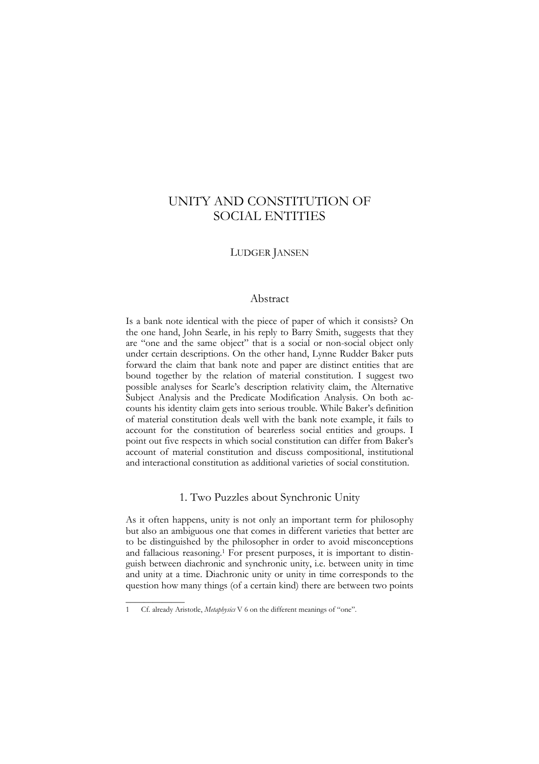# UNITY AND CONSTITUTION OF SOCIAL ENTITIES

LUDGER JANSEN

## Abstract

Is a bank note identical with the piece of paper of which it consists? On the one hand, John Searle, in his reply to Barry Smith, suggests that they are "one and the same object" that is a social or non-social object only under certain descriptions. On the other hand, Lynne Rudder Baker puts forward the claim that bank note and paper are distinct entities that are bound together by the relation of material constitution. I suggest two possible analyses for Searle's description relativity claim, the Alternative Subject Analysis and the Predicate Modification Analysis. On both accounts his identity claim gets into serious trouble. While Baker's definition of material constitution deals well with the bank note example, it fails to account for the constitution of bearerless social entities and groups. I point out five respects in which social constitution can differ from Baker's account of material constitution and discuss compositional, institutional and interactional constitution as additional varieties of social constitution.

## 1. Two Puzzles about Synchronic Unity

As it often happens, unity is not only an important term for philosophy but also an ambiguous one that comes in different varieties that better are to be distinguished by the philosopher in order to avoid misconceptions and fallacious reasoning.[1] For present purposes, it is important to distinguish between diachronic and synchronic unity, i.e. between unity in time and unity at a time. Diachronic unity or unity in time corresponds to the question how many things (of a certain kind) there are between two points

---

1 Cf. already Aristotle, *Metaphysics* V 6 on the different meanings of "one".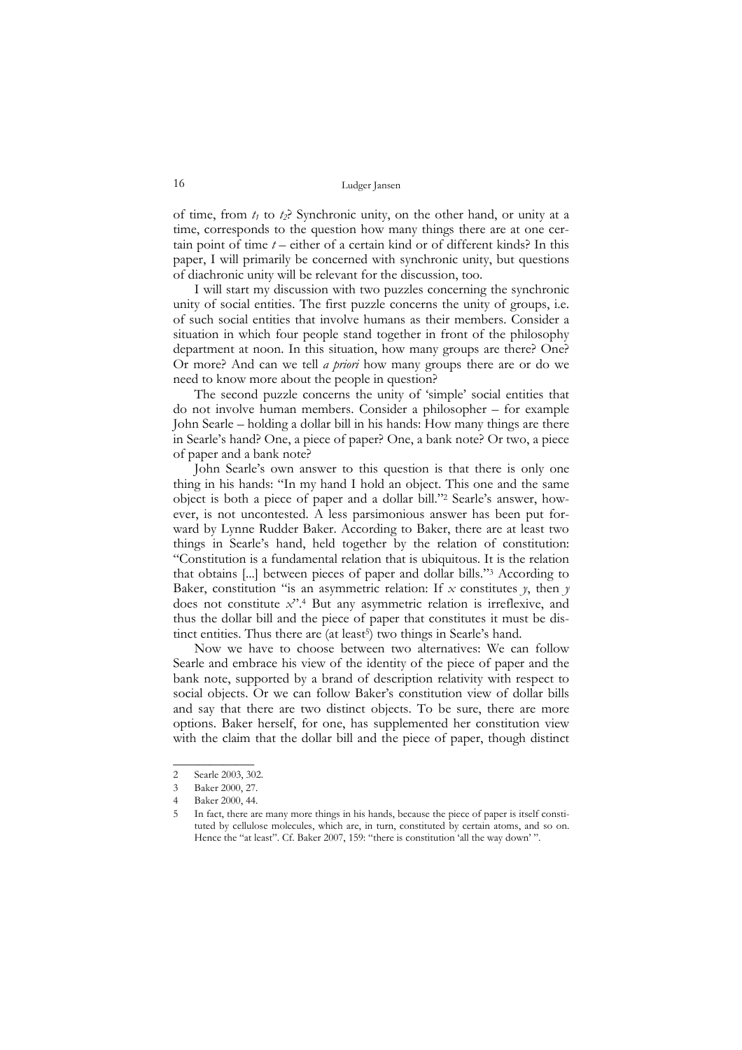of time, from $t_1$ to $t_2$? Synchronic unity, on the other hand, or unity at a time, corresponds to the question how many things there are at one certain point of time $t$ – either of a certain kind or of different kinds? In this paper, I will primarily be concerned with synchronic unity, but questions of diachronic unity will be relevant for the discussion, too.

I will start my discussion with two puzzles concerning the synchronic unity of social entities. The first puzzle concerns the unity of groups, i.e. of such social entities that involve humans as their members. Consider a situation in which four people stand together in front of the philosophy department at noon. In this situation, how many groups are there? One? Or more? And can we tell *a priori* how many groups there are or do we need to know more about the people in question?

The second puzzle concerns the unity of 'simple' social entities that do not involve human members. Consider a philosopher – for example John Searle – holding a dollar bill in his hands: How many things are there in Searle's hand? One, a piece of paper? One, a bank note? Or two, a piece of paper and a bank note?

John Searle's own answer to this question is that there is only one thing in his hands: "In my hand I hold an object. This one and the same object is both a piece of paper and a dollar bill."[2] Searle's answer, however, is not uncontested. A less parsimonious answer has been put forward by Lynne Rudder Baker. According to Baker, there are at least two things in Searle's hand, held together by the relation of constitution: "Constitution is a fundamental relation that is ubiquitous. It is the relation that obtains [...] between pieces of paper and dollar bills."[3] According to Baker, constitution "is an asymmetric relation: If *x* constitutes *y*, then *y* does not constitute *x*".[4] But any asymmetric relation is irreflexive, and thus the dollar bill and the piece of paper that constitutes it must be distinct entities. Thus there are (at least[5]) two things in Searle's hand.

Now we have to choose between two alternatives: We can follow Searle and embrace his view of the identity of the piece of paper and the bank note, supported by a brand of description relativity with respect to social objects. Or we can follow Baker's constitution view of dollar bills and say that there are two distinct objects. To be sure, there are more options. Baker herself, for one, has supplemented her constitution view with the claim that the dollar bill and the piece of paper, though distinct

---

2 Searle 2003, 302.

3 Baker 2000, 27.

4 Baker 2000, 44.

5 In fact, there are many more things in his hands, because the piece of paper is itself constituted by cellulose molecules, which are, in turn, constituted by certain atoms, and so on. Hence the "at least". Cf. Baker 2007, 159: "there is constitution 'all the way down' ".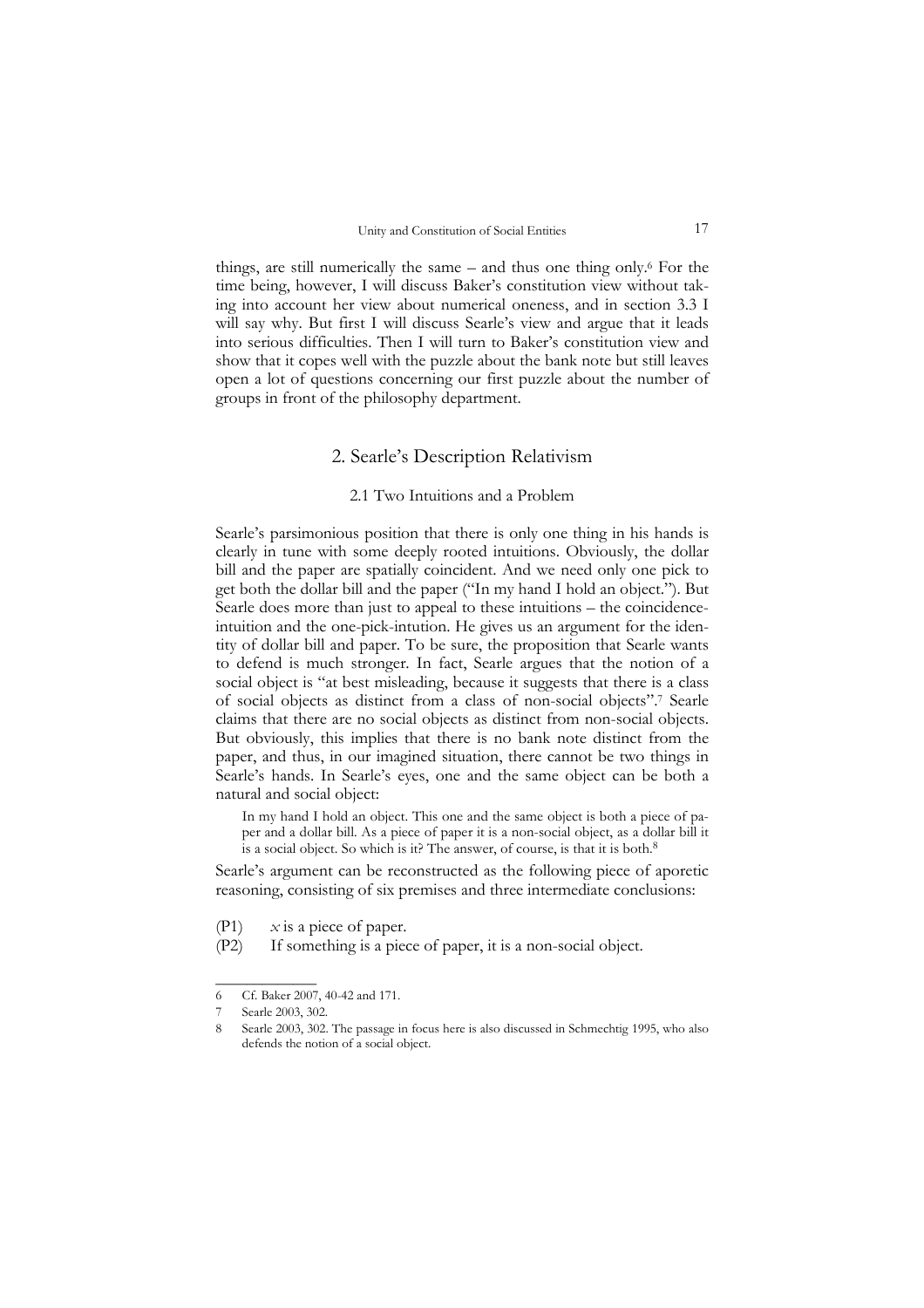things, are still numerically the same – and thus one thing only.[6] For the time being, however, I will discuss Baker's constitution view without taking into account her view about numerical oneness, and in section 3.3 I will say why. But first I will discuss Searle's view and argue that it leads into serious difficulties. Then I will turn to Baker's constitution view and show that it copes well with the puzzle about the bank note but still leaves open a lot of questions concerning our first puzzle about the number of groups in front of the philosophy department.

## 2. Searle's Description Relativism

### 2.1 Two Intuitions and a Problem

Searle's parsimonious position that there is only one thing in his hands is clearly in tune with some deeply rooted intuitions. Obviously, the dollar bill and the paper are spatially coincident. And we need only one pick to get both the dollar bill and the paper ("In my hand I hold an object."). But Searle does more than just to appeal to these intuitions – the coincidence-intuition and the one-pick-intution. He gives us an argument for the identity of dollar bill and paper. To be sure, the proposition that Searle wants to defend is much stronger. In fact, Searle argues that the notion of a social object is "at best misleading, because it suggests that there is a class of social objects as distinct from a class of non-social objects".[7] Searle claims that there are no social objects as distinct from non-social objects. But obviously, this implies that there is no bank note distinct from the paper, and thus, in our imagined situation, there cannot be two things in Searle's hands. In Searle's eyes, one and the same object can be both a natural and social object:

> In my hand I hold an object. This one and the same object is both a piece of paper and a dollar bill. As a piece of paper it is a non-social object, as a dollar bill it is a social object. So which is it? The answer, of course, is that it is both.[8]

Searle's argument can be reconstructed as the following piece of aporetic reasoning, consisting of six premises and three intermediate conclusions:

(P1) $x$ is a piece of paper.

(P2) If something is a piece of paper, it is a non-social object.

---

6 Cf. Baker 2007, 40-42 and 171.

7 Searle 2003, 302.

8 Searle 2003, 302. The passage in focus here is also discussed in Schmechtig 1995, who also defends the notion of a social object.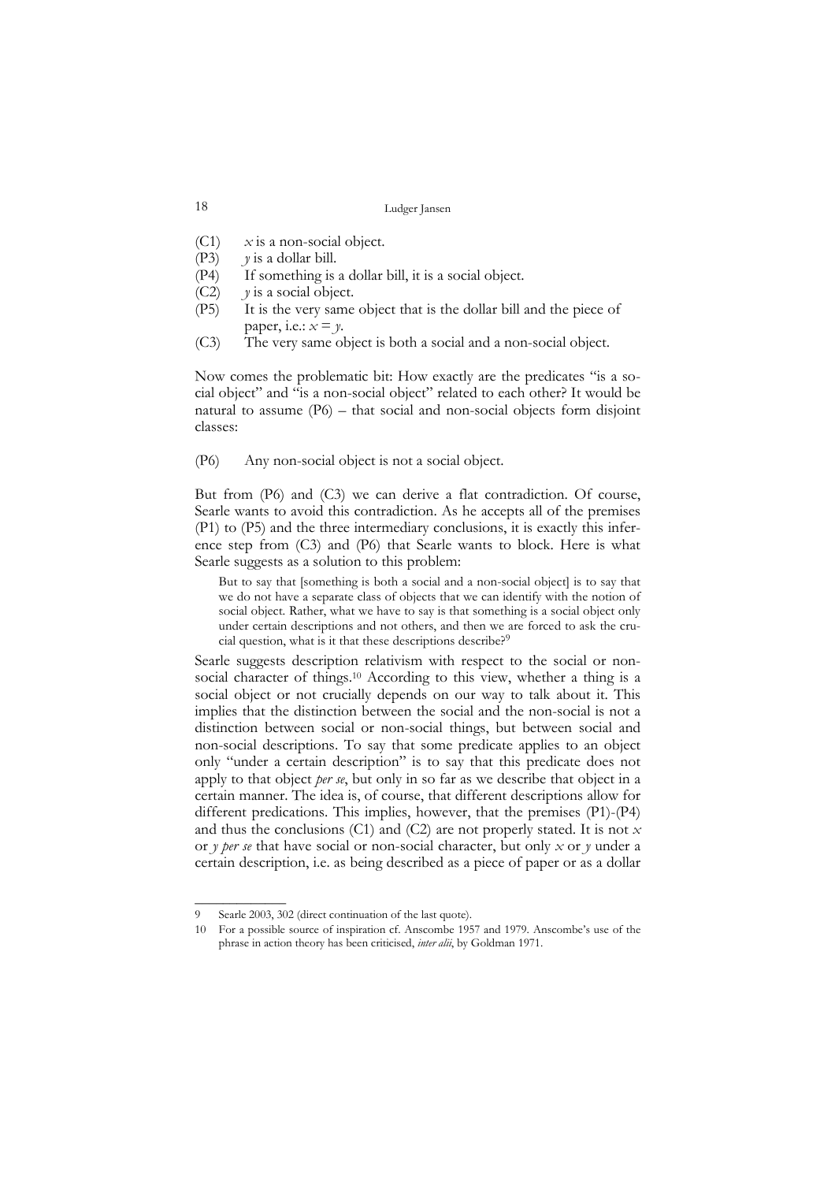(C1) $x$ is a non-social object.
(P3) $y$ is a dollar bill.
(P4) If something is a dollar bill, it is a social object.
(C2) $y$ is a social object.
(P5) It is the very same object that is the dollar bill and the piece of paper, i.e.: $x = y$.
(C3) The very same object is both a social and a non-social object.

Now comes the problematic bit: How exactly are the predicates "is a social object" and "is a non-social object" related to each other? It would be natural to assume (P6) – that social and non-social objects form disjoint classes:

(P6) Any non-social object is not a social object.

But from (P6) and (C3) we can derive a flat contradiction. Of course, Searle wants to avoid this contradiction. As he accepts all of the premises (P1) to (P5) and the three intermediary conclusions, it is exactly this inference step from (C3) and (P6) that Searle wants to block. Here is what Searle suggests as a solution to this problem:

> But to say that [something is both a social and a non-social object] is to say that we do not have a separate class of objects that we can identify with the notion of social object. Rather, what we have to say is that something is a social object only under certain descriptions and not others, and then we are forced to ask the crucial question, what is it that these descriptions describe?[9]

Searle suggests description relativism with respect to the social or non-social character of things.[10] According to this view, whether a thing is a social object or not crucially depends on our way to talk about it. This implies that the distinction between the social and the non-social is not a distinction between social or non-social things, but between social and non-social descriptions. To say that some predicate applies to an object only "under a certain description" is to say that this predicate does not apply to that object *per se*, but only in so far as we describe that object in a certain manner. The idea is, of course, that different descriptions allow for different predications. This implies, however, that the premises (P1)-(P4) and thus the conclusions (C1) and (C2) are not properly stated. It is not $x$ or $y$ *per se* that have social or non-social character, but only $x$ or $y$ under a certain description, i.e. as being described as a piece of paper or as a dollar

---

9 Searle 2003, 302 (direct continuation of the last quote).

10 For a possible source of inspiration cf. Anscombe 1957 and 1979. Anscombe's use of the phrase in action theory has been criticised, *inter alii*, by Goldman 1971.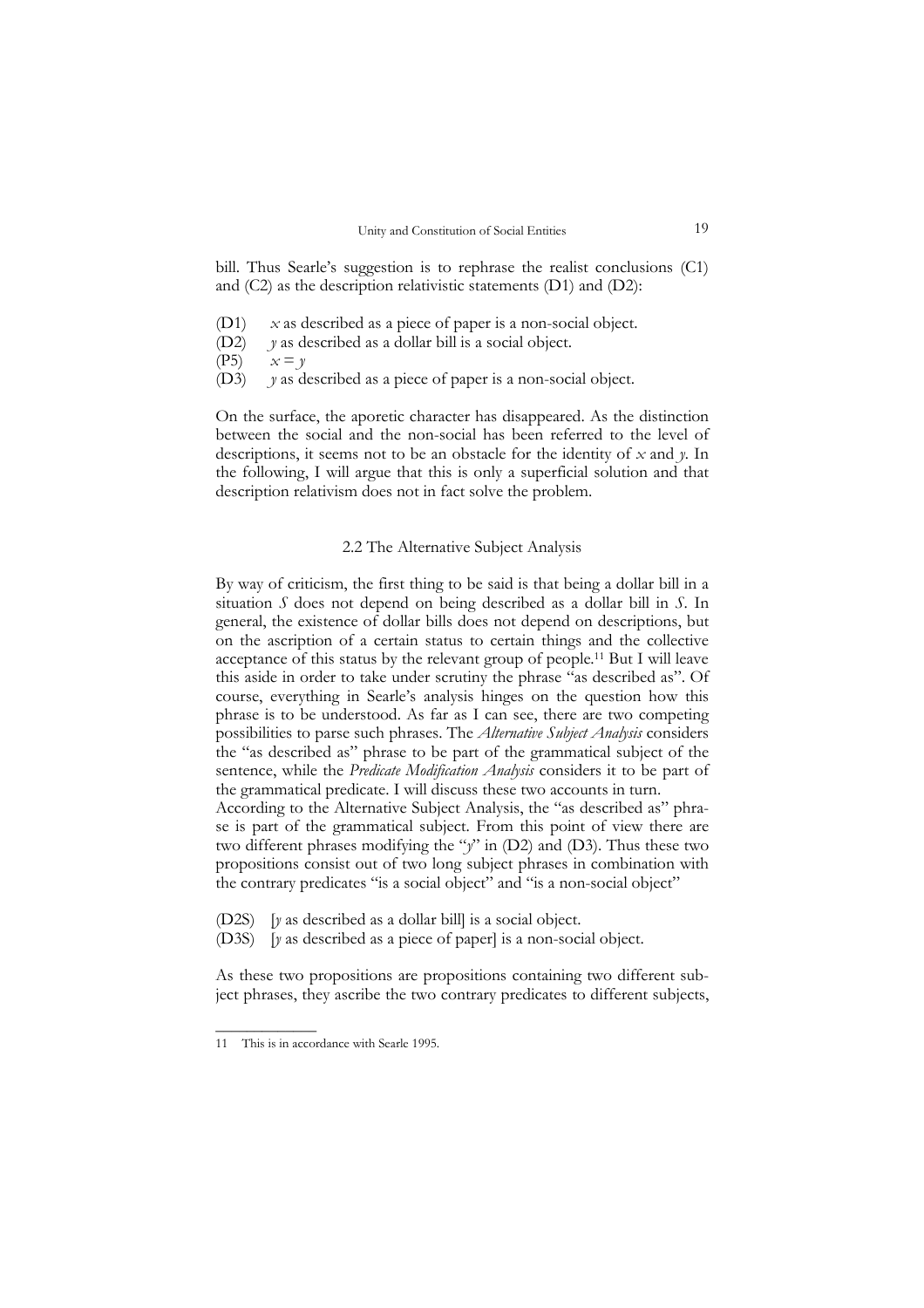bill. Thus Searle's suggestion is to rephrase the realist conclusions (C1) and (C2) as the description relativistic statements (D1) and (D2):

(D1) $x$ as described as a piece of paper is a non-social object.
(D2) $y$ as described as a dollar bill is a social object.
(P5) $x = y$
(D3) $y$ as described as a piece of paper is a non-social object.

On the surface, the aporetic character has disappeared. As the distinction between the social and the non-social has been referred to the level of descriptions, it seems not to be an obstacle for the identity of $x$ and $y$. In the following, I will argue that this is only a superficial solution and that description relativism does not in fact solve the problem.

## 2.2 The Alternative Subject Analysis

By way of criticism, the first thing to be said is that being a dollar bill in a situation $S$ does not depend on being described as a dollar bill in $S$. In general, the existence of dollar bills does not depend on descriptions, but on the ascription of a certain status to certain things and the collective acceptance of this status by the relevant group of people.[11] But I will leave this aside in order to take under scrutiny the phrase "as described as". Of course, everything in Searle's analysis hinges on the question how this phrase is to be understood. As far as I can see, there are two competing possibilities to parse such phrases. The *Alternative Subject Analysis* considers the "as described as" phrase to be part of the grammatical subject of the sentence, while the *Predicate Modification Analysis* considers it to be part of the grammatical predicate. I will discuss these two accounts in turn.

According to the Alternative Subject Analysis, the "as described as" phrase is part of the grammatical subject. From this point of view there are two different phrases modifying the "$y$" in (D2) and (D3). Thus these two propositions consist out of two long subject phrases in combination with the contrary predicates "is a social object" and "is a non-social object"

(D2S) [$y$ as described as a dollar bill] is a social object.
(D3S) [$y$ as described as a piece of paper] is a non-social object.

As these two propositions are propositions containing two different subject phrases, they ascribe the two contrary predicates to different subjects,

---

11 This is in accordance with Searle 1995.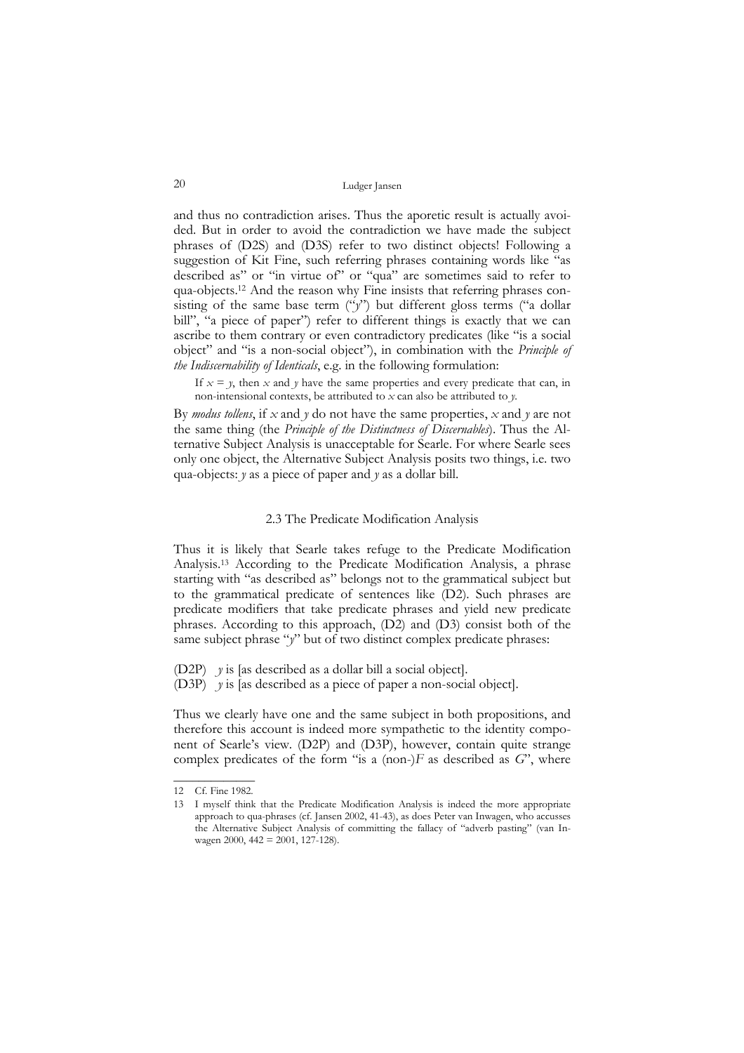and thus no contradiction arises. Thus the aporetic result is actually avoided. But in order to avoid the contradiction we have made the subject phrases of (D2S) and (D3S) refer to two distinct objects! Following a suggestion of Kit Fine, such referring phrases containing words like "as described as" or "in virtue of" or "qua" are sometimes said to refer to qua-objects.[12] And the reason why Fine insists that referring phrases consisting of the same base term ("*y*") but different gloss terms ("a dollar bill", "a piece of paper") refer to different things is exactly that we can ascribe to them contrary or even contradictory predicates (like "is a social object" and "is a non-social object"), in combination with the *Principle of the Indiscernability of Identicals*, e.g. in the following formulation:

> If $x = y$, then $x$ and $y$ have the same properties and every predicate that can, in non-intensional contexts, be attributed to $x$ can also be attributed to $y$.

By *modus tollens*, if $x$ and $y$ do not have the same properties, $x$ and $y$ are not the same thing (the *Principle of the Distinctness of Discernables*). Thus the Alternative Subject Analysis is unacceptable for Searle. For where Searle sees only one object, the Alternative Subject Analysis posits two things, i.e. two qua-objects: $y$ as a piece of paper and $y$ as a dollar bill.

### 2.3 The Predicate Modification Analysis

Thus it is likely that Searle takes refuge to the Predicate Modification Analysis.[13] According to the Predicate Modification Analysis, a phrase starting with "as described as" belongs not to the grammatical subject but to the grammatical predicate of sentences like (D2). Such phrases are predicate modifiers that take predicate phrases and yield new predicate phrases. According to this approach, (D2) and (D3) consist both of the same subject phrase "*y*" but of two distinct complex predicate phrases:

(D2P) *y* is [as described as a dollar bill a social object].
(D3P) *y* is [as described as a piece of paper a non-social object].

Thus we clearly have one and the same subject in both propositions, and therefore this account is indeed more sympathetic to the identity component of Searle's view. (D2P) and (D3P), however, contain quite strange complex predicates of the form "is a (non-)$F$ as described as $G$", where

---

12 Cf. Fine 1982.

13 I myself think that the Predicate Modification Analysis is indeed the more appropriate approach to qua-phrases (cf. Jansen 2002, 41-43), as does Peter van Inwagen, who accusses the Alternative Subject Analysis of committing the fallacy of "adverb pasting" (van Inwagen 2000, 442 = 2001, 127-128).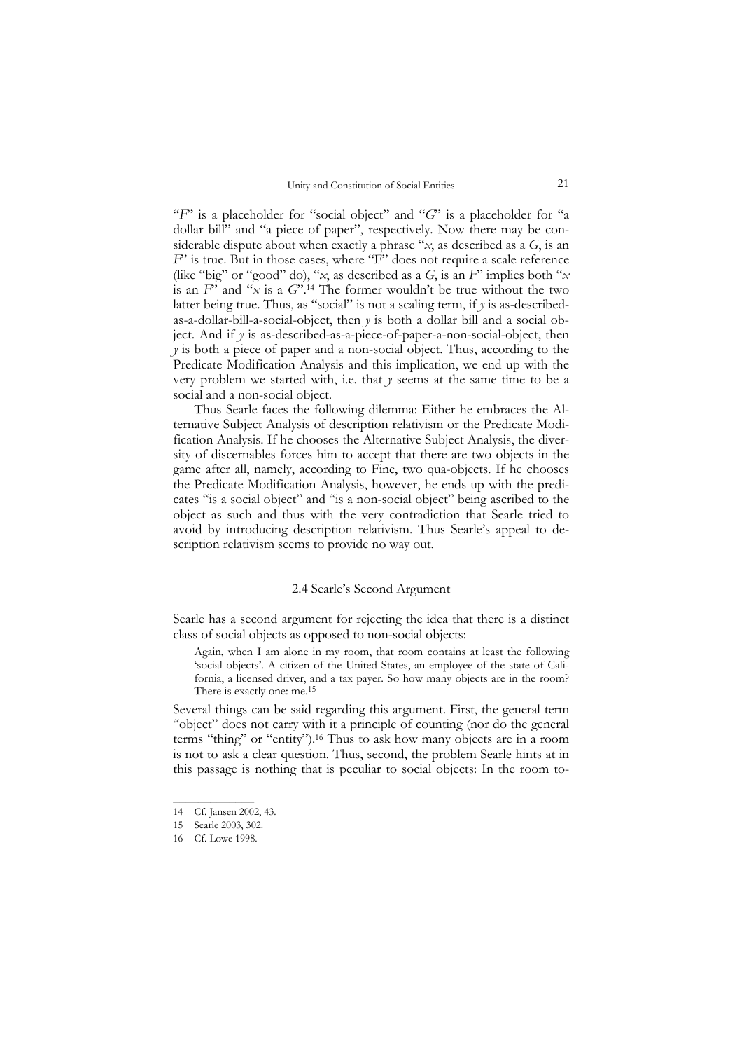"*F*" is a placeholder for "social object" and "*G*" is a placeholder for "a dollar bill" and "a piece of paper", respectively. Now there may be considerable dispute about when exactly a phrase "*x*, as described as a *G*, is an *F*" is true. But in those cases, where "F" does not require a scale reference (like "big" or "good" do), "*x*, as described as a *G*, is an *F*" implies both "*x* is an *F*" and "*x* is a *G*".[14] The former wouldn't be true without the two latter being true. Thus, as "social" is not a scaling term, if *y* is as-described-as-a-dollar-bill-a-social-object, then *y* is both a dollar bill and a social object. And if *y* is as-described-as-a-piece-of-paper-a-non-social-object, then *y* is both a piece of paper and a non-social object. Thus, according to the Predicate Modification Analysis and this implication, we end up with the very problem we started with, i.e. that *y* seems at the same time to be a social and a non-social object.

Thus Searle faces the following dilemma: Either he embraces the Alternative Subject Analysis of description relativism or the Predicate Modification Analysis. If he chooses the Alternative Subject Analysis, the diversity of discernables forces him to accept that there are two objects in the game after all, namely, according to Fine, two qua-objects. If he chooses the Predicate Modification Analysis, however, he ends up with the predicates "is a social object" and "is a non-social object" being ascribed to the object as such and thus with the very contradiction that Searle tried to avoid by introducing description relativism. Thus Searle's appeal to description relativism seems to provide no way out.

### 2.4 Searle's Second Argument

Searle has a second argument for rejecting the idea that there is a distinct class of social objects as opposed to non-social objects:

> Again, when I am alone in my room, that room contains at least the following 'social objects'. A citizen of the United States, an employee of the state of California, a licensed driver, and a tax payer. So how many objects are in the room? There is exactly one: me.[15]

Several things can be said regarding this argument. First, the general term "object" does not carry with it a principle of counting (nor do the general terms "thing" or "entity").[16] Thus to ask how many objects are in a room is not to ask a clear question. Thus, second, the problem Searle hints at in this passage is nothing that is peculiar to social objects: In the room to-

---

14 Cf. Jansen 2002, 43.

15 Searle 2003, 302.

16 Cf. Lowe 1998.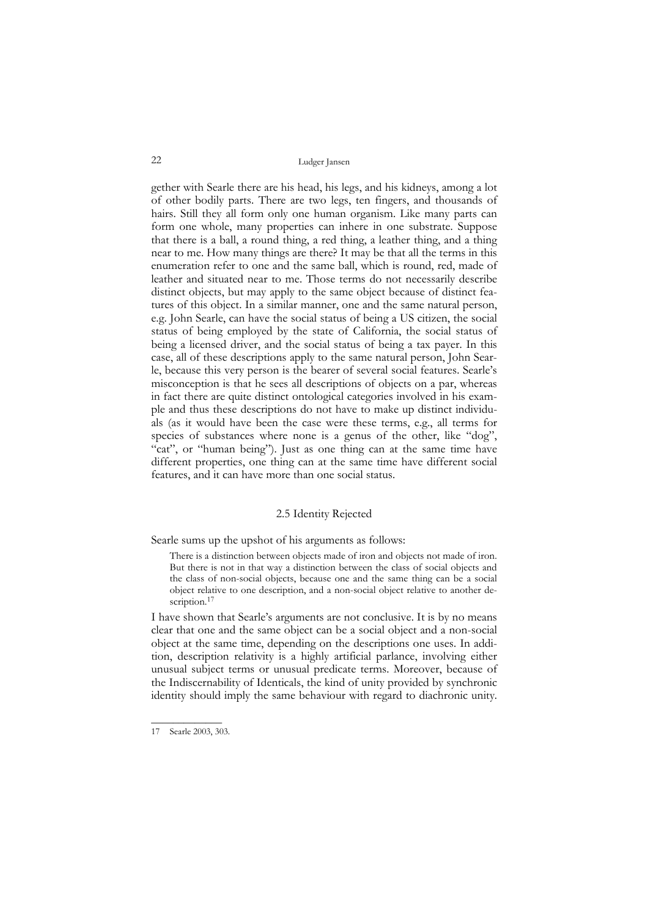gether with Searle there are his head, his legs, and his kidneys, among a lot of other bodily parts. There are two legs, ten fingers, and thousands of hairs. Still they all form only one human organism. Like many parts can form one whole, many properties can inhere in one substrate. Suppose that there is a ball, a round thing, a red thing, a leather thing, and a thing near to me. How many things are there? It may be that all the terms in this enumeration refer to one and the same ball, which is round, red, made of leather and situated near to me. Those terms do not necessarily describe distinct objects, but may apply to the same object because of distinct features of this object. In a similar manner, one and the same natural person, e.g. John Searle, can have the social status of being a US citizen, the social status of being employed by the state of California, the social status of being a licensed driver, and the social status of being a tax payer. In this case, all of these descriptions apply to the same natural person, John Searle, because this very person is the bearer of several social features. Searle's misconception is that he sees all descriptions of objects on a par, whereas in fact there are quite distinct ontological categories involved in his example and thus these descriptions do not have to make up distinct individuals (as it would have been the case were these terms, e.g., all terms for species of substances where none is a genus of the other, like "dog", "cat", or "human being"). Just as one thing can at the same time have different properties, one thing can at the same time have different social features, and it can have more than one social status.

### 2.5 Identity Rejected

Searle sums up the upshot of his arguments as follows:

> There is a distinction between objects made of iron and objects not made of iron. But there is not in that way a distinction between the class of social objects and the class of non-social objects, because one and the same thing can be a social object relative to one description, and a non-social object relative to another description.[17]

I have shown that Searle's arguments are not conclusive. It is by no means clear that one and the same object can be a social object and a non-social object at the same time, depending on the descriptions one uses. In addition, description relativity is a highly artificial parlance, involving either unusual subject terms or unusual predicate terms. Moreover, because of the Indiscernability of Identicals, the kind of unity provided by synchronic identity should imply the same behaviour with regard to diachronic unity.

---

17 Searle 2003, 303.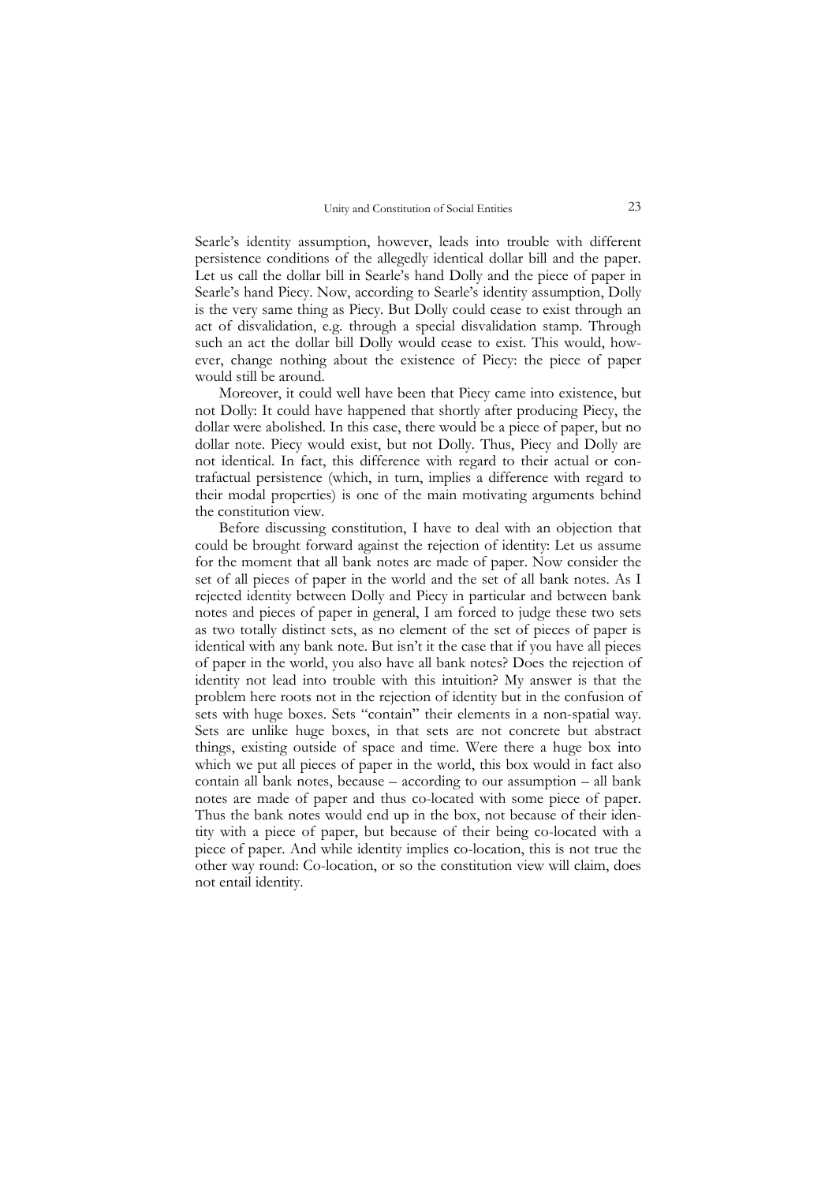Searle's identity assumption, however, leads into trouble with different persistence conditions of the allegedly identical dollar bill and the paper. Let us call the dollar bill in Searle's hand Dolly and the piece of paper in Searle's hand Piecy. Now, according to Searle's identity assumption, Dolly is the very same thing as Piecy. But Dolly could cease to exist through an act of disvalidation, e.g. through a special disvalidation stamp. Through such an act the dollar bill Dolly would cease to exist. This would, however, change nothing about the existence of Piecy: the piece of paper would still be around.

Moreover, it could well have been that Piecy came into existence, but not Dolly: It could have happened that shortly after producing Piecy, the dollar were abolished. In this case, there would be a piece of paper, but no dollar note. Piecy would exist, but not Dolly. Thus, Piecy and Dolly are not identical. In fact, this difference with regard to their actual or contrafactual persistence (which, in turn, implies a difference with regard to their modal properties) is one of the main motivating arguments behind the constitution view.

Before discussing constitution, I have to deal with an objection that could be brought forward against the rejection of identity: Let us assume for the moment that all bank notes are made of paper. Now consider the set of all pieces of paper in the world and the set of all bank notes. As I rejected identity between Dolly and Piecy in particular and between bank notes and pieces of paper in general, I am forced to judge these two sets as two totally distinct sets, as no element of the set of pieces of paper is identical with any bank note. But isn't it the case that if you have all pieces of paper in the world, you also have all bank notes? Does the rejection of identity not lead into trouble with this intuition? My answer is that the problem here roots not in the rejection of identity but in the confusion of sets with huge boxes. Sets "contain" their elements in a non-spatial way. Sets are unlike huge boxes, in that sets are not concrete but abstract things, existing outside of space and time. Were there a huge box into which we put all pieces of paper in the world, this box would in fact also contain all bank notes, because – according to our assumption – all bank notes are made of paper and thus co-located with some piece of paper. Thus the bank notes would end up in the box, not because of their identity with a piece of paper, but because of their being co-located with a piece of paper. And while identity implies co-location, this is not true the other way round: Co-location, or so the constitution view will claim, does not entail identity.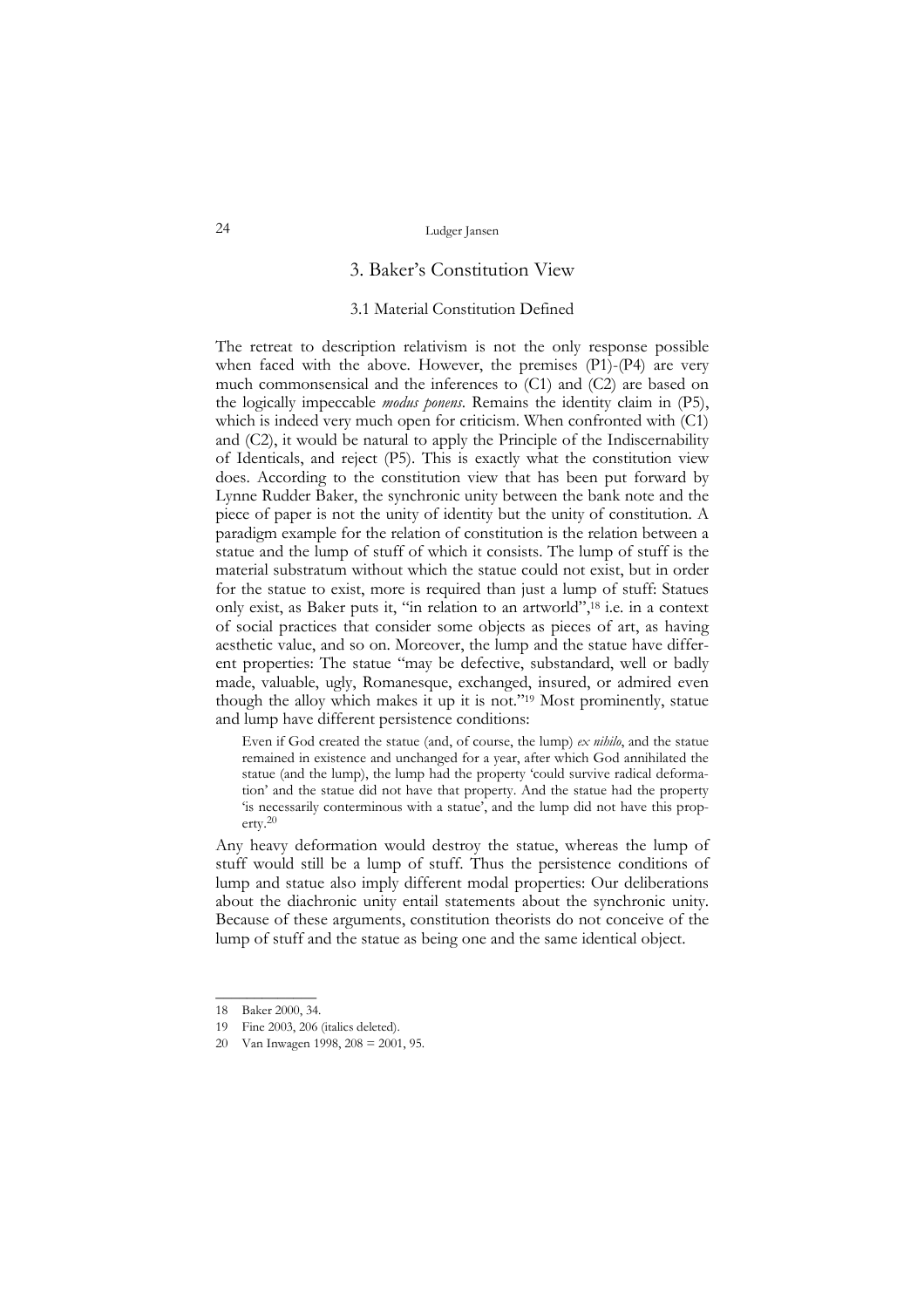## 3. Baker's Constitution View

### 3.1 Material Constitution Defined

The retreat to description relativism is not the only response possible when faced with the above. However, the premises (P1)-(P4) are very much commonsensical and the inferences to (C1) and (C2) are based on the logically impeccable *modus ponens*. Remains the identity claim in (P5), which is indeed very much open for criticism. When confronted with (C1) and (C2), it would be natural to apply the Principle of the Indiscernability of Identicals, and reject (P5). This is exactly what the constitution view does. According to the constitution view that has been put forward by Lynne Rudder Baker, the synchronic unity between the bank note and the piece of paper is not the unity of identity but the unity of constitution. A paradigm example for the relation of constitution is the relation between a statue and the lump of stuff of which it consists. The lump of stuff is the material substratum without which the statue could not exist, but in order for the statue to exist, more is required than just a lump of stuff: Statues only exist, as Baker puts it, "in relation to an artworld",[18] i.e. in a context of social practices that consider some objects as pieces of art, as having aesthetic value, and so on. Moreover, the lump and the statue have different properties: The statue "may be defective, substandard, well or badly made, valuable, ugly, Romanesque, exchanged, insured, or admired even though the alloy which makes it up it is not."[19] Most prominently, statue and lump have different persistence conditions:

> Even if God created the statue (and, of course, the lump) *ex nihilo*, and the statue remained in existence and unchanged for a year, after which God annihilated the statue (and the lump), the lump had the property 'could survive radical deformation' and the statue did not have that property. And the statue had the property 'is necessarily conterminous with a statue', and the lump did not have this property.[20]

Any heavy deformation would destroy the statue, whereas the lump of stuff would still be a lump of stuff. Thus the persistence conditions of lump and statue also imply different modal properties: Our deliberations about the diachronic unity entail statements about the synchronic unity. Because of these arguments, constitution theorists do not conceive of the lump of stuff and the statue as being one and the same identical object.

---

18 Baker 2000, 34.

19 Fine 2003, 206 (italics deleted).

20 Van Inwagen 1998, 208 = 2001, 95.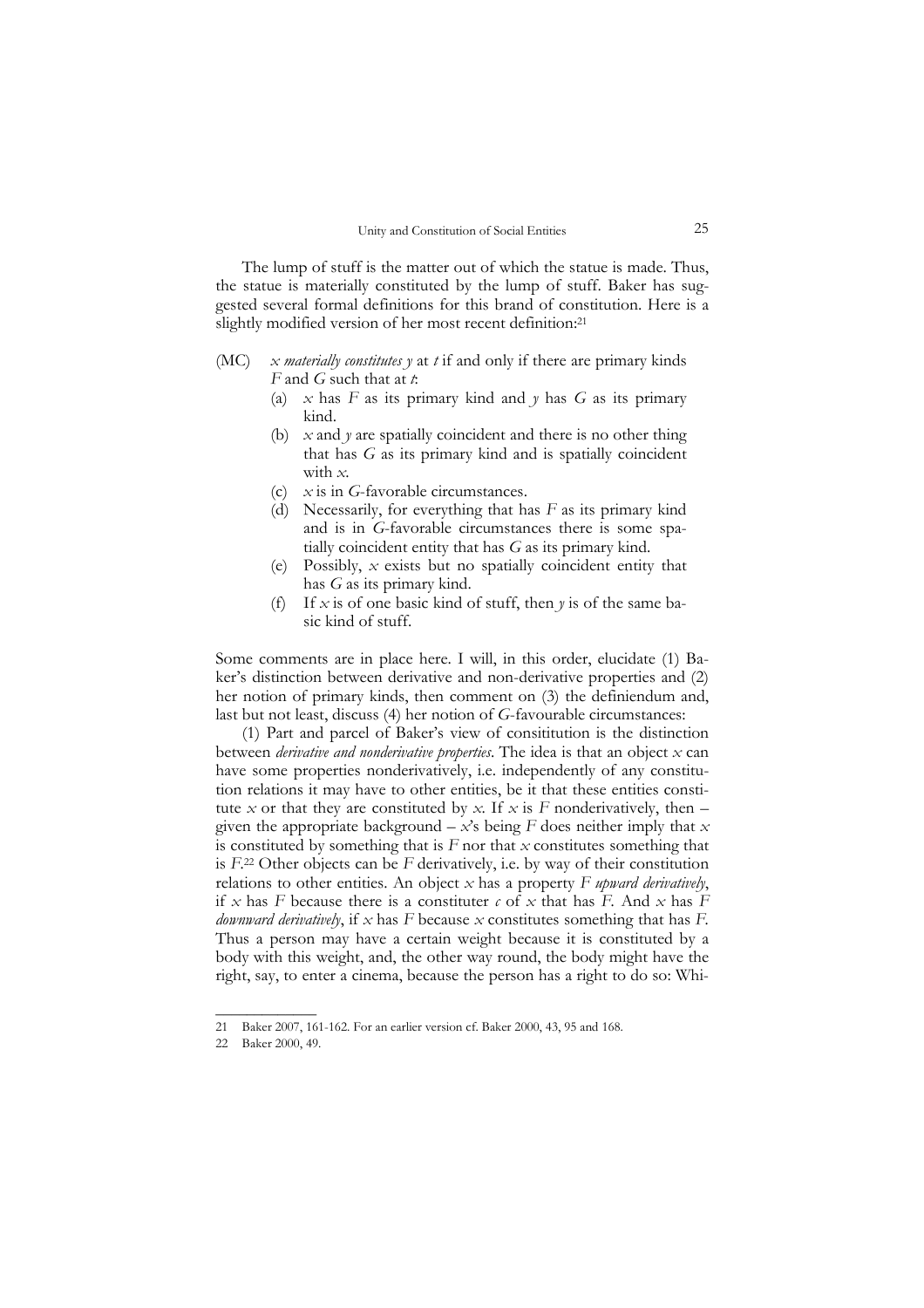The lump of stuff is the matter out of which the statue is made. Thus, the statue is materially constituted by the lump of stuff. Baker has suggested several formal definitions for this brand of constitution. Here is a slightly modified version of her most recent definition:[21]

(MC) *x materially constitutes y* at *t* if and only if there are primary kinds *F* and *G* such that at *t*:

(a) *x* has *F* as its primary kind and *y* has *G* as its primary kind.

(b) *x* and *y* are spatially coincident and there is no other thing that has *G* as its primary kind and is spatially coincident with *x*.

(c) *x* is in *G*-favorable circumstances.

(d) Necessarily, for everything that has *F* as its primary kind and is in *G*-favorable circumstances there is some spatially coincident entity that has *G* as its primary kind.

(e) Possibly, *x* exists but no spatially coincident entity that has *G* as its primary kind.

(f) If *x* is of one basic kind of stuff, then *y* is of the same basic kind of stuff.

Some comments are in place here. I will, in this order, elucidate (1) Baker's distinction between derivative and non-derivative properties and (2) her notion of primary kinds, then comment on (3) the definiendum and, last but not least, discuss (4) her notion of *G*-favourable circumstances:

(1) Part and parcel of Baker's view of consitiution is the distinction between *derivative and nonderivative properties*. The idea is that an object *x* can have some properties nonderivatively, i.e. independently of any constitution relations it may have to other entities, be it that these entities constitute *x* or that they are constituted by *x*. If *x* is *F* nonderivatively, then – given the appropriate background – *x*'s being *F* does neither imply that *x* is constituted by something that is *F* nor that *x* constitutes something that is *F*.[22] Other objects can be *F* derivatively, i.e. by way of their constitution relations to other entities. An object *x* has a property *F upward derivatively*, if *x* has *F* because there is a constituter *c* of *x* that has *F*. And *x* has *F downward derivatively*, if *x* has *F* because *x* constitutes something that has *F*. Thus a person may have a certain weight because it is constituted by a body with this weight, and, the other way round, the body might have the right, say, to enter a cinema, because the person has a right to do so: Whi-

---

21 Baker 2007, 161-162. For an earlier version cf. Baker 2000, 43, 95 and 168.

22 Baker 2000, 49.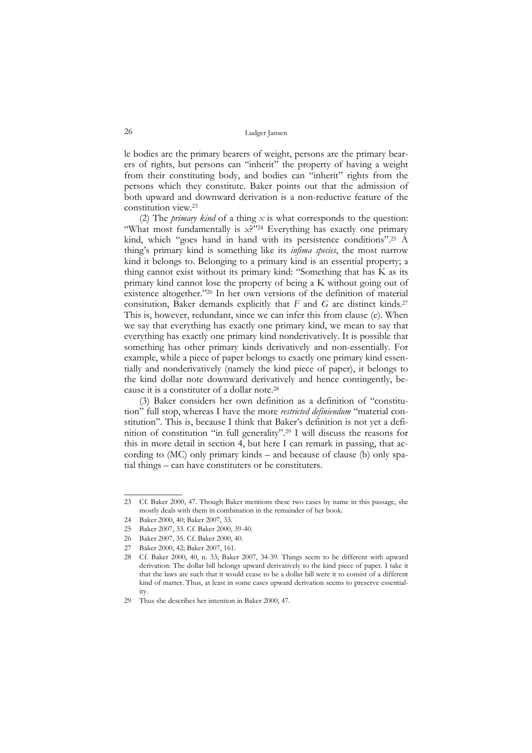le bodies are the primary bearers of weight, persons are the primary bearers of rights, but persons can "inherit" the property of having a weight from their constituting body, and bodies can "inherit" rights from the persons which they constitute. Baker points out that the admission of both upward and downward derivation is a non-reductive feature of the constitution view.[23]

(2) The *primary kind* of a thing $x$ is what corresponds to the question: "What most fundamentally is $x$?"[24] Everything has exactly one primary kind, which "goes hand in hand with its persistence conditions".[25] A thing's primary kind is something like its *infima species*, the most narrow kind it belongs to. Belonging to a primary kind is an essential property; a thing cannot exist without its primary kind: "Something that has K as its primary kind cannot lose the property of being a K without going out of existence altogether."[26] In her own versions of the definition of material consitution, Baker demands explicitly that $F$ and $G$ are distinct kinds.[27] This is, however, redundant, since we can infer this from clause (e). When we say that everything has exactly one primary kind, we mean to say that everything has exactly one primary kind nonderivatively. It is possible that something has other primary kinds derivatively and non-essentially. For example, while a piece of paper belongs to exactly one primary kind essentially and nonderivatively (namely the kind piece of paper), it belongs to the kind dollar note downward derivatively and hence contingently, because it is a constituter of a dollar note.[28]

(3) Baker considers her own definition as a definition of "constitution" full stop, whereas I have the more *restricted definiendum* "material constitution". This is, because I think that Baker's definition is not yet a definition of constitution "in full generality".[29] I will discuss the reasons for this in more detail in section 4, but here I can remark in passing, that according to (MC) only primary kinds – and because of clause (b) only spatial things – can have constituters or be constituters.

---

23 Cf. Baker 2000, 47. Though Baker mentions these two cases by name in this passage, she mostly deals with them in combination in the remainder of her book.

24 Baker 2000, 40; Baker 2007, 33.

25 Baker 2007, 33. Cf. Baker 2000, 39-40.

26 Baker 2007, 35. Cf. Baker 2000, 40.

27 Baker 2000, 42; Baker 2007, 161.

28 Cf. Baker 2000, 40, n. 33; Baker 2007, 34-39. Things seem to be different with upward derivation: The dollar bill belongs upward derivatively to the kind piece of paper. I take it that the laws are such that it would cease to be a dollar bill were it to consist of a different kind of matter. Thus, at least in some cases upward derivation seems to preserve essentiality.

29 Thus she describes her intention in Baker 2000, 47.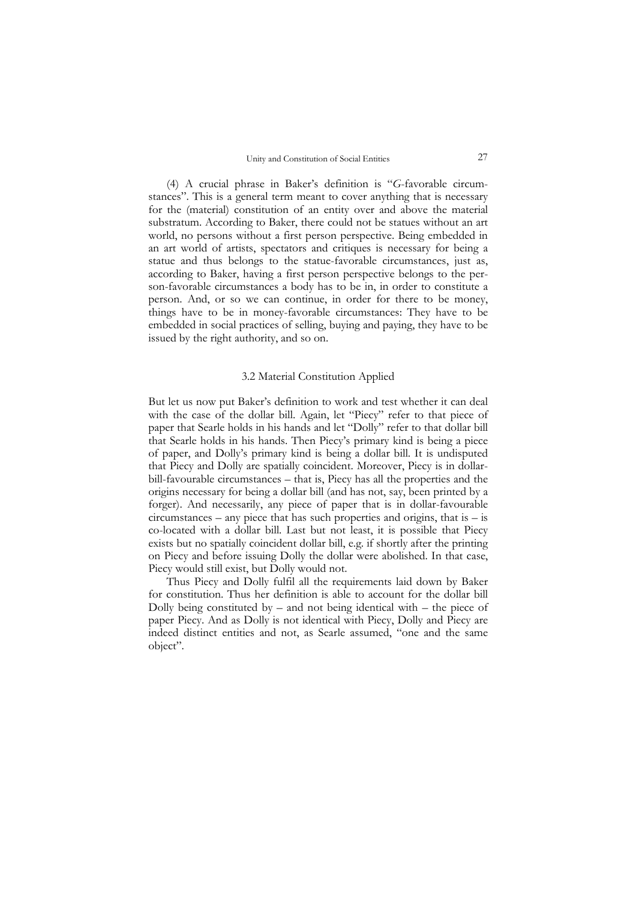(4) A crucial phrase in Baker's definition is "*G*-favorable circumstances". This is a general term meant to cover anything that is necessary for the (material) constitution of an entity over and above the material substratum. According to Baker, there could not be statues without an art world, no persons without a first person perspective. Being embedded in an art world of artists, spectators and critiques is necessary for being a statue and thus belongs to the statue-favorable circumstances, just as, according to Baker, having a first person perspective belongs to the person-favorable circumstances a body has to be in, in order to constitute a person. And, or so we can continue, in order for there to be money, things have to be in money-favorable circumstances: They have to be embedded in social practices of selling, buying and paying, they have to be issued by the right authority, and so on.

### 3.2 Material Constitution Applied

But let us now put Baker's definition to work and test whether it can deal with the case of the dollar bill. Again, let "Piecy" refer to that piece of paper that Searle holds in his hands and let "Dolly" refer to that dollar bill that Searle holds in his hands. Then Piecy's primary kind is being a piece of paper, and Dolly's primary kind is being a dollar bill. It is undisputed that Piecy and Dolly are spatially coincident. Moreover, Piecy is in dollar-bill-favourable circumstances – that is, Piecy has all the properties and the origins necessary for being a dollar bill (and has not, say, been printed by a forger). And necessarily, any piece of paper that is in dollar-favourable circumstances – any piece that has such properties and origins, that is – is co-located with a dollar bill. Last but not least, it is possible that Piecy exists but no spatially coincident dollar bill, e.g. if shortly after the printing on Piecy and before issuing Dolly the dollar were abolished. In that case, Piecy would still exist, but Dolly would not.

Thus Piecy and Dolly fulfil all the requirements laid down by Baker for constitution. Thus her definition is able to account for the dollar bill Dolly being constituted by – and not being identical with – the piece of paper Piecy. And as Dolly is not identical with Piecy, Dolly and Piecy are indeed distinct entities and not, as Searle assumed, "one and the same object".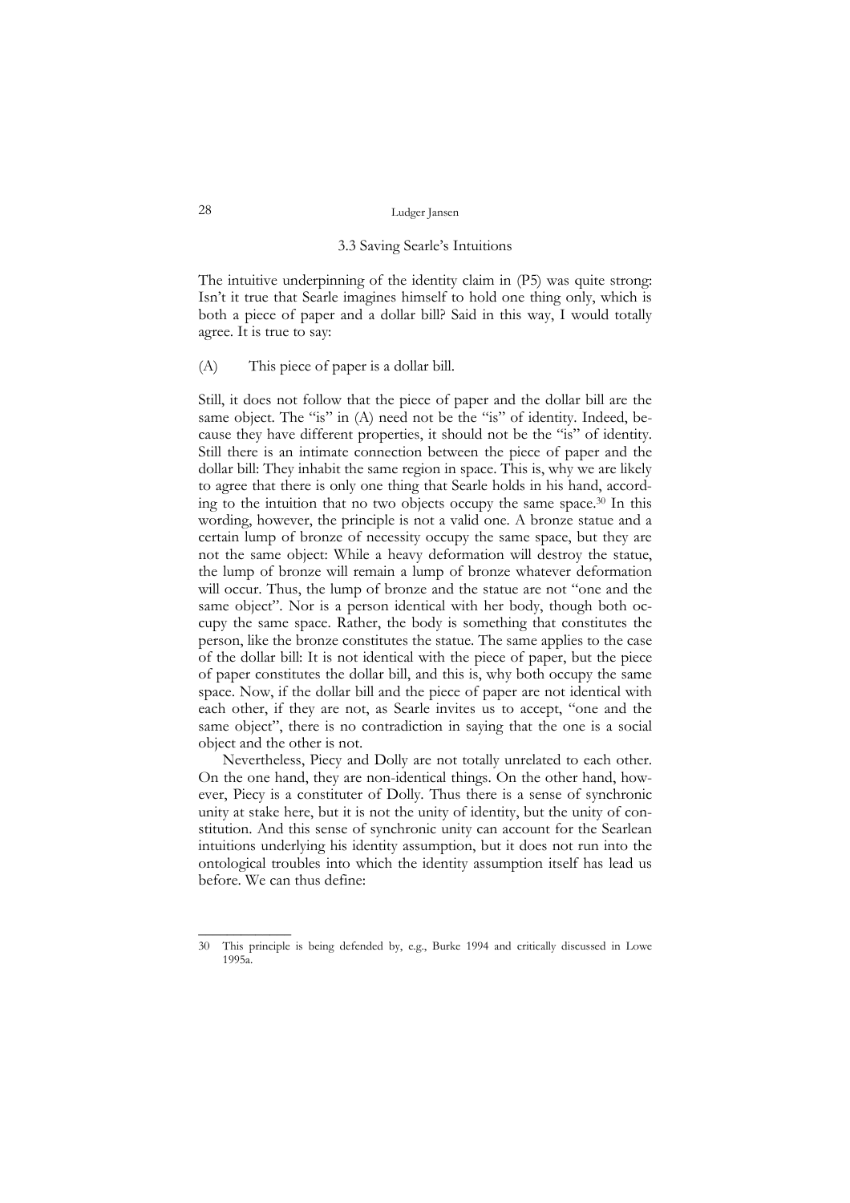### 3.3 Saving Searle's Intuitions

The intuitive underpinning of the identity claim in (P5) was quite strong: Isn't it true that Searle imagines himself to hold one thing only, which is both a piece of paper and a dollar bill? Said in this way, I would totally agree. It is true to say:

(A) This piece of paper is a dollar bill.

Still, it does not follow that the piece of paper and the dollar bill are the same object. The "is" in (A) need not be the "is" of identity. Indeed, because they have different properties, it should not be the "is" of identity. Still there is an intimate connection between the piece of paper and the dollar bill: They inhabit the same region in space. This is, why we are likely to agree that there is only one thing that Searle holds in his hand, according to the intuition that no two objects occupy the same space.[30] In this wording, however, the principle is not a valid one. A bronze statue and a certain lump of bronze of necessity occupy the same space, but they are not the same object: While a heavy deformation will destroy the statue, the lump of bronze will remain a lump of bronze whatever deformation will occur. Thus, the lump of bronze and the statue are not "one and the same object". Nor is a person identical with her body, though both occupy the same space. Rather, the body is something that constitutes the person, like the bronze constitutes the statue. The same applies to the case of the dollar bill: It is not identical with the piece of paper, but the piece of paper constitutes the dollar bill, and this is, why both occupy the same space. Now, if the dollar bill and the piece of paper are not identical with each other, if they are not, as Searle invites us to accept, "one and the same object", there is no contradiction in saying that the one is a social object and the other is not.

Nevertheless, Piecy and Dolly are not totally unrelated to each other. On the one hand, they are non-identical things. On the other hand, however, Piecy is a constituter of Dolly. Thus there is a sense of synchronic unity at stake here, but it is not the unity of identity, but the unity of constitution. And this sense of synchronic unity can account for the Searlean intuitions underlying his identity assumption, but it does not run into the ontological troubles into which the identity assumption itself has lead us before. We can thus define:

---

30 This principle is being defended by, e.g., Burke 1994 and critically discussed in Lowe 1995a.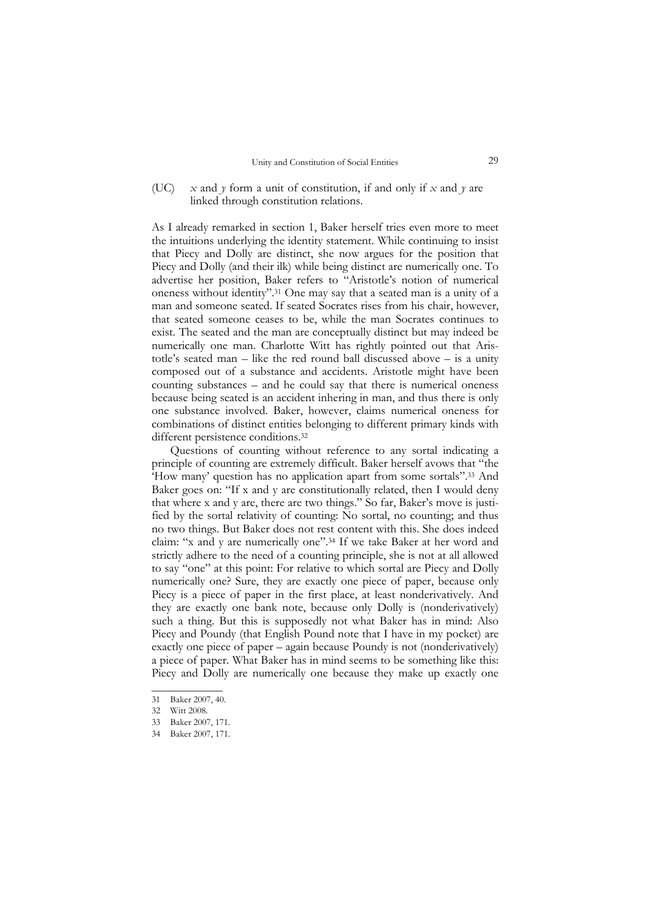(UC) *x* and *y* form a unit of constitution, if and only if *x* and *y* are linked through constitution relations.

As I already remarked in section 1, Baker herself tries even more to meet the intuitions underlying the identity statement. While continuing to insist that Piecy and Dolly are distinct, she now argues for the position that Piecy and Dolly (and their ilk) while being distinct are numerically one. To advertise her position, Baker refers to "Aristotle's notion of numerical oneness without identity".[31] One may say that a seated man is a unity of a man and someone seated. If seated Socrates rises from his chair, however, that seated someone ceases to be, while the man Socrates continues to exist. The seated and the man are conceptually distinct but may indeed be numerically one man. Charlotte Witt has rightly pointed out that Aristotle's seated man – like the red round ball discussed above – is a unity composed out of a substance and accidents. Aristotle might have been counting substances – and he could say that there is numerical oneness because being seated is an accident inhering in man, and thus there is only one substance involved. Baker, however, claims numerical oneness for combinations of distinct entities belonging to different primary kinds with different persistence conditions.[32]

Questions of counting without reference to any sortal indicating a principle of counting are extremely difficult. Baker herself avows that "the 'How many' question has no application apart from some sortals".[33] And Baker goes on: "If x and y are constitutionally related, then I would deny that where x and y are, there are two things." So far, Baker's move is justified by the sortal relativity of counting: No sortal, no counting; and thus no two things. But Baker does not rest content with this. She does indeed claim: "x and y are numerically one".[34] If we take Baker at her word and strictly adhere to the need of a counting principle, she is not at all allowed to say "one" at this point: For relative to which sortal are Piecy and Dolly numerically one? Sure, they are exactly one piece of paper, because only Piecy is a piece of paper in the first place, at least nonderivatively. And they are exactly one bank note, because only Dolly is (nonderivatively) such a thing. But this is supposedly not what Baker has in mind: Also Piecy and Poundy (that English Pound note that I have in my pocket) are exactly one piece of paper – again because Poundy is not (nonderivatively) a piece of paper. What Baker has in mind seems to be something like this: Piecy and Dolly are numerically one because they make up exactly one

31 Baker 2007, 40.

32 Witt 2008.

33 Baker 2007, 171.

34 Baker 2007, 171.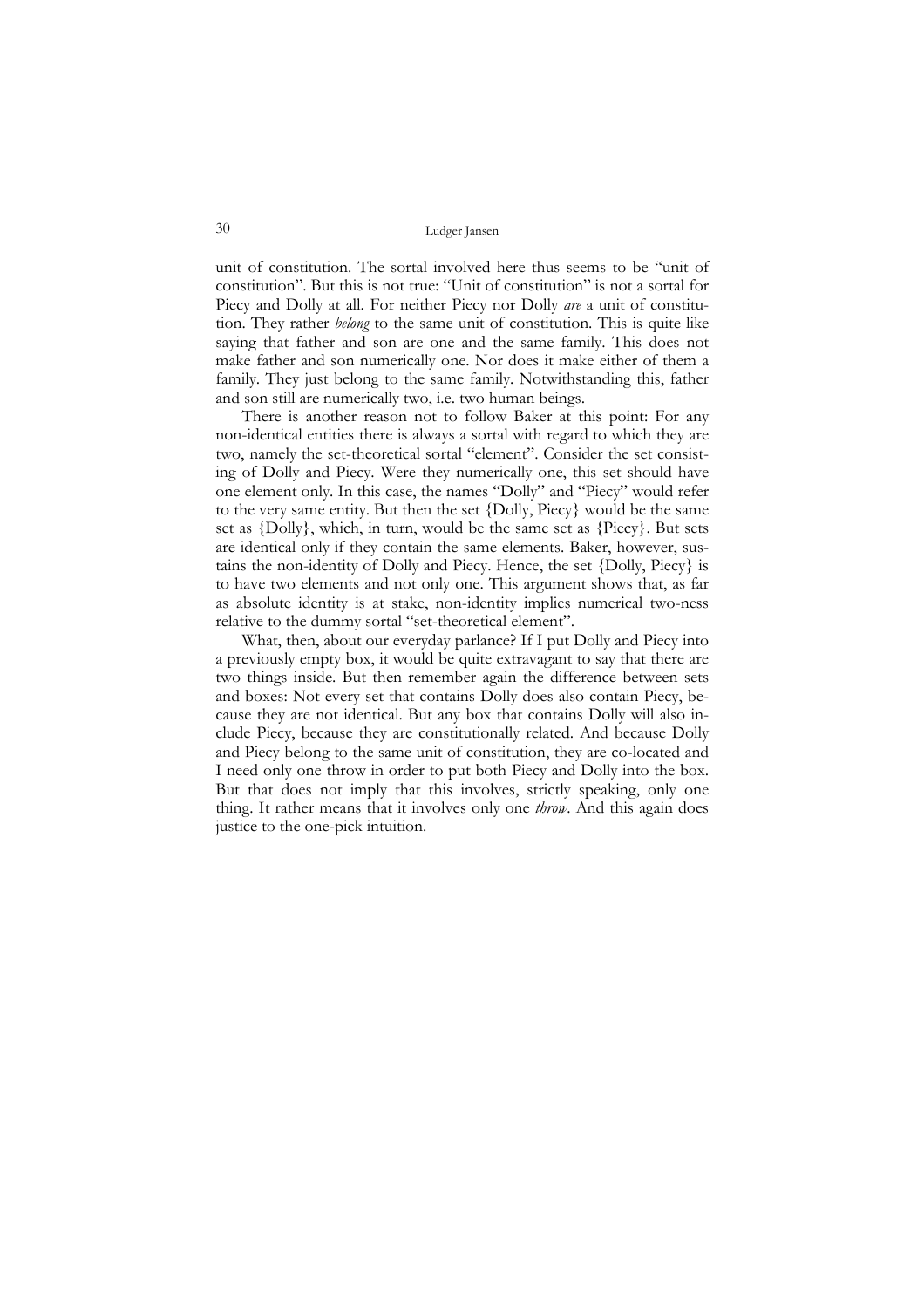unit of constitution. The sortal involved here thus seems to be "unit of constitution". But this is not true: "Unit of constitution" is not a sortal for Piecy and Dolly at all. For neither Piecy nor Dolly *are* a unit of constitution. They rather *belong* to the same unit of constitution. This is quite like saying that father and son are one and the same family. This does not make father and son numerically one. Nor does it make either of them a family. They just belong to the same family. Notwithstanding this, father and son still are numerically two, i.e. two human beings.

There is another reason not to follow Baker at this point: For any non-identical entities there is always a sortal with regard to which they are two, namely the set-theoretical sortal "element". Consider the set consisting of Dolly and Piecy. Were they numerically one, this set should have one element only. In this case, the names "Dolly" and "Piecy" would refer to the very same entity. But then the set {Dolly, Piecy} would be the same set as {Dolly}, which, in turn, would be the same set as {Piecy}. But sets are identical only if they contain the same elements. Baker, however, sustains the non-identity of Dolly and Piecy. Hence, the set {Dolly, Piecy} is to have two elements and not only one. This argument shows that, as far as absolute identity is at stake, non-identity implies numerical two-ness relative to the dummy sortal "set-theoretical element".

What, then, about our everyday parlance? If I put Dolly and Piecy into a previously empty box, it would be quite extravagant to say that there are two things inside. But then remember again the difference between sets and boxes: Not every set that contains Dolly does also contain Piecy, because they are not identical. But any box that contains Dolly will also include Piecy, because they are constitutionally related. And because Dolly and Piecy belong to the same unit of constitution, they are co-located and I need only one throw in order to put both Piecy and Dolly into the box. But that does not imply that this involves, strictly speaking, only one thing. It rather means that it involves only one *throw*. And this again does justice to the one-pick intuition.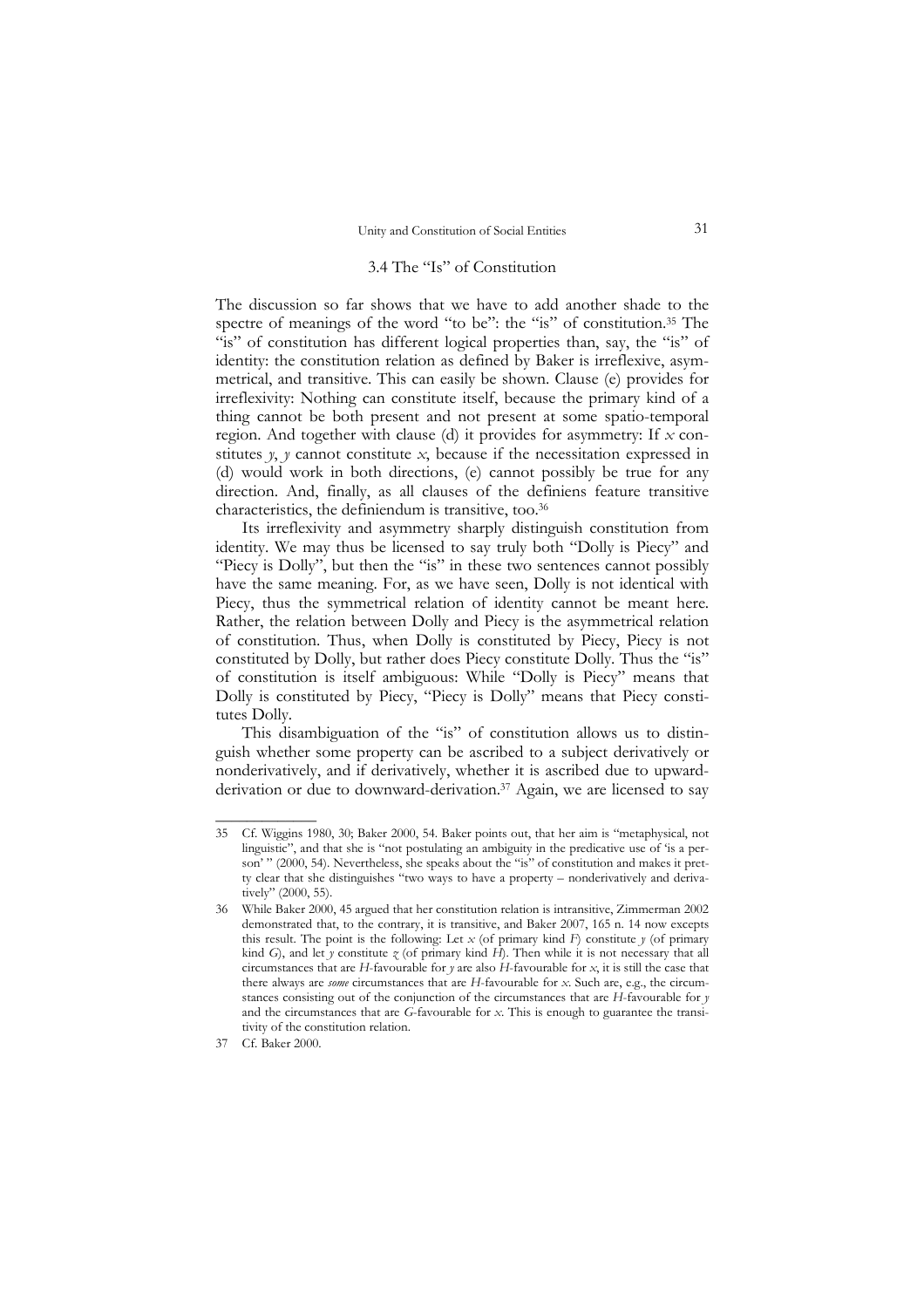### 3.4 The "Is" of Constitution

The discussion so far shows that we have to add another shade to the spectre of meanings of the word "to be": the "is" of constitution.[35] The "is" of constitution has different logical properties than, say, the "is" of identity: the constitution relation as defined by Baker is irreflexive, asymmetrical, and transitive. This can easily be shown. Clause (e) provides for irreflexivity: Nothing can constitute itself, because the primary kind of a thing cannot be both present and not present at some spatio-temporal region. And together with clause (d) it provides for asymmetry: If *x* constitutes *y*, *y* cannot constitute *x*, because if the necessitation expressed in (d) would work in both directions, (e) cannot possibly be true for any direction. And, finally, as all clauses of the definiens feature transitive characteristics, the definiendum is transitive, too.[36]

Its irreflexivity and asymmetry sharply distinguish constitution from identity. We may thus be licensed to say truly both "Dolly is Piecy" and "Piecy is Dolly", but then the "is" in these two sentences cannot possibly have the same meaning. For, as we have seen, Dolly is not identical with Piecy, thus the symmetrical relation of identity cannot be meant here. Rather, the relation between Dolly and Piecy is the asymmetrical relation of constitution. Thus, when Dolly is constituted by Piecy, Piecy is not constituted by Dolly, but rather does Piecy constitute Dolly. Thus the "is" of constitution is itself ambiguous: While "Dolly is Piecy" means that Dolly is constituted by Piecy, "Piecy is Dolly" means that Piecy constitutes Dolly.

This disambiguation of the "is" of constitution allows us to distinguish whether some property can be ascribed to a subject derivatively or nonderivatively, and if derivatively, whether it is ascribed due to upward-derivation or due to downward-derivation.[37] Again, we are licensed to say

---

35 Cf. Wiggins 1980, 30; Baker 2000, 54. Baker points out, that her aim is "metaphysical, not linguistic", and that she is "not postulating an ambiguity in the predicative use of 'is a person' " (2000, 54). Nevertheless, she speaks about the "is" of constitution and makes it pretty clear that she distinguishes "two ways to have a property – nonderivatively and derivatively" (2000, 55).

36 While Baker 2000, 45 argued that her constitution relation is intransitive, Zimmerman 2002 demonstrated that, to the contrary, it is transitive, and Baker 2007, 165 n. 14 now excepts this result. The point is the following: Let *x* (of primary kind *F*) constitute *y* (of primary kind *G*), and let *y* constitute *z* (of primary kind *H*). Then while it is not necessary that all circumstances that are *H*-favourable for *y* are also *H*-favourable for *x*, it is still the case that there always are *some* circumstances that are *H*-favourable for *x*. Such are, e.g., the circumstances consisting out of the conjunction of the circumstances that are *H*-favourable for *y* and the circumstances that are *G*-favourable for *x*. This is enough to guarantee the transitivity of the constitution relation.

37 Cf. Baker 2000.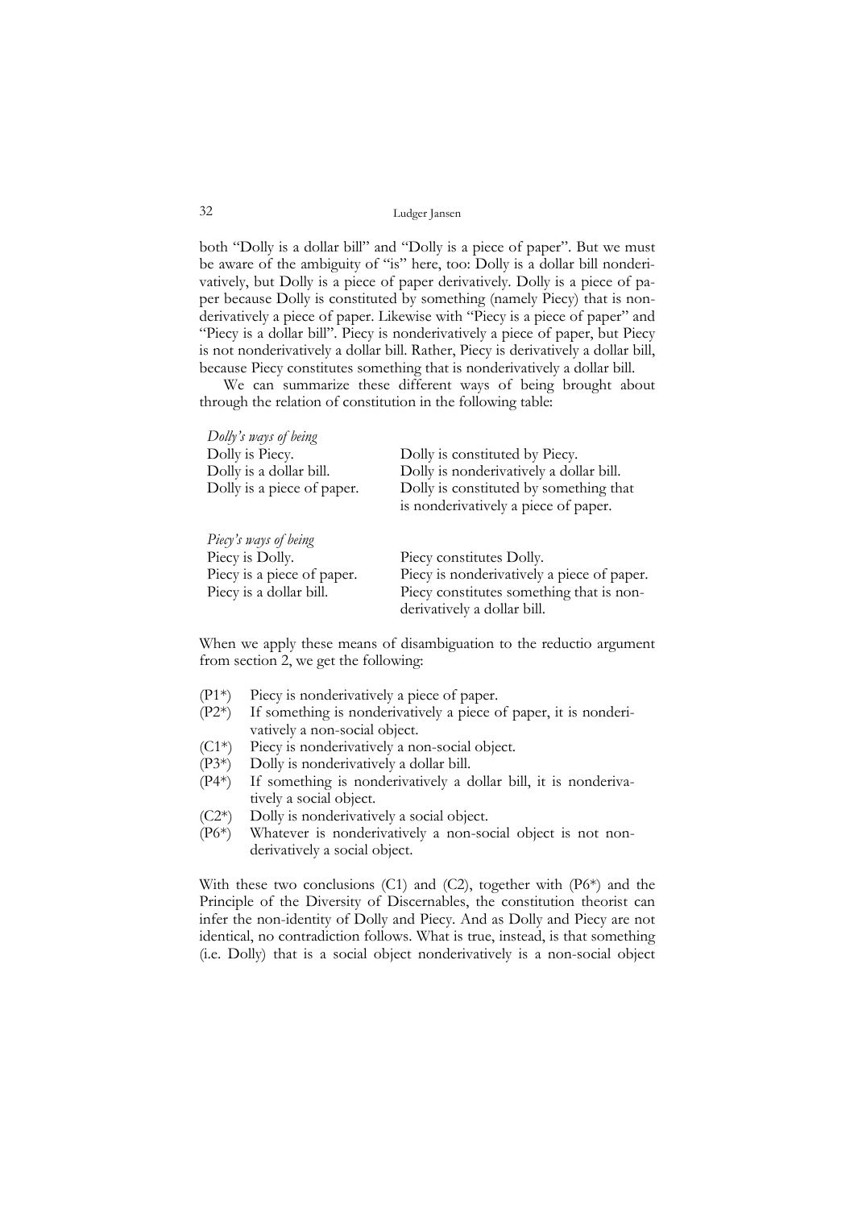both "Dolly is a dollar bill" and "Dolly is a piece of paper". But we must be aware of the ambiguity of "is" here, too: Dolly is a dollar bill nonderivatively, but Dolly is a piece of paper derivatively. Dolly is a piece of paper because Dolly is constituted by something (namely Piecy) that is nonderivatively a piece of paper. Likewise with "Piecy is a piece of paper" and "Piecy is a dollar bill". Piecy is nonderivatively a piece of paper, but Piecy is not nonderivatively a dollar bill. Rather, Piecy is derivatively a dollar bill, because Piecy constitutes something that is nonderivatively a dollar bill.

We can summarize these different ways of being brought about through the relation of constitution in the following table:

| *Dolly's ways of being* | |
|---|---|
| Dolly is Piecy. | Dolly is constituted by Piecy. |
| Dolly is a dollar bill. | Dolly is nonderivatively a dollar bill. |
| Dolly is a piece of paper. | Dolly is constituted by something that is nonderivatively a piece of paper. |
| *Piecy's ways of being* | |
| Piecy is Dolly. | Piecy constitutes Dolly. |
| Piecy is a piece of paper. | Piecy is nonderivatively a piece of paper. |
| Piecy is a dollar bill. | Piecy constitutes something that is nonderivatively a dollar bill. |

When we apply these means of disambiguation to the reductio argument from section 2, we get the following:

(P1*) Piecy is nonderivatively a piece of paper.
(P2*) If something is nonderivatively a piece of paper, it is nonderivatively a non-social object.
(C1*) Piecy is nonderivatively a non-social object.
(P3*) Dolly is nonderivatively a dollar bill.
(P4*) If something is nonderivatively a dollar bill, it is nonderivatively a social object.
(C2*) Dolly is nonderivatively a social object.
(P6*) Whatever is nonderivatively a non-social object is not nonderivatively a social object.

With these two conclusions (C1) and (C2), together with (P6*) and the Principle of the Diversity of Discernables, the constitution theorist can infer the non-identity of Dolly and Piecy. And as Dolly and Piecy are not identical, no contradiction follows. What is true, instead, is that something (i.e. Dolly) that is a social object nonderivatively is a non-social object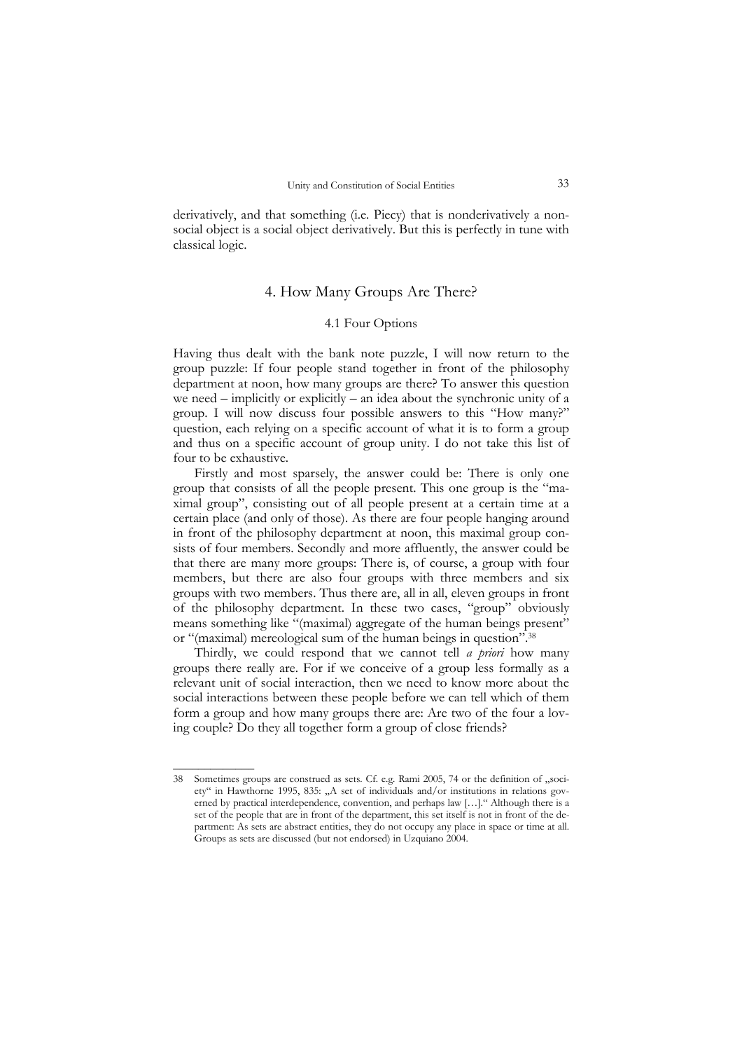derivatively, and that something (i.e. Piecy) that is nonderivatively a non-social object is a social object derivatively. But this is perfectly in tune with classical logic.

## 4. How Many Groups Are There?

### 4.1 Four Options

Having thus dealt with the bank note puzzle, I will now return to the group puzzle: If four people stand together in front of the philosophy department at noon, how many groups are there? To answer this question we need – implicitly or explicitly – an idea about the synchronic unity of a group. I will now discuss four possible answers to this "How many?" question, each relying on a specific account of what it is to form a group and thus on a specific account of group unity. I do not take this list of four to be exhaustive.

Firstly and most sparsely, the answer could be: There is only one group that consists of all the people present. This one group is the "maximal group", consisting out of all people present at a certain time at a certain place (and only of those). As there are four people hanging around in front of the philosophy department at noon, this maximal group consists of four members. Secondly and more affluently, the answer could be that there are many more groups: There is, of course, a group with four members, but there are also four groups with three members and six groups with two members. Thus there are, all in all, eleven groups in front of the philosophy department. In these two cases, "group" obviously means something like "(maximal) aggregate of the human beings present" or "(maximal) mereological sum of the human beings in question".[38]

Thirdly, we could respond that we cannot tell *a priori* how many groups there really are. For if we conceive of a group less formally as a relevant unit of social interaction, then we need to know more about the social interactions between these people before we can tell which of them form a group and how many groups there are: Are two of the four a loving couple? Do they all together form a group of close friends?

---

38 Sometimes groups are construed as sets. Cf. e.g. Rami 2005, 74 or the definition of „society" in Hawthorne 1995, 835: „A set of individuals and/or institutions in relations governed by practical interdependence, convention, and perhaps law […]." Although there is a set of the people that are in front of the department, this set itself is not in front of the department: As sets are abstract entities, they do not occupy any place in space or time at all. Groups as sets are discussed (but not endorsed) in Uzquiano 2004.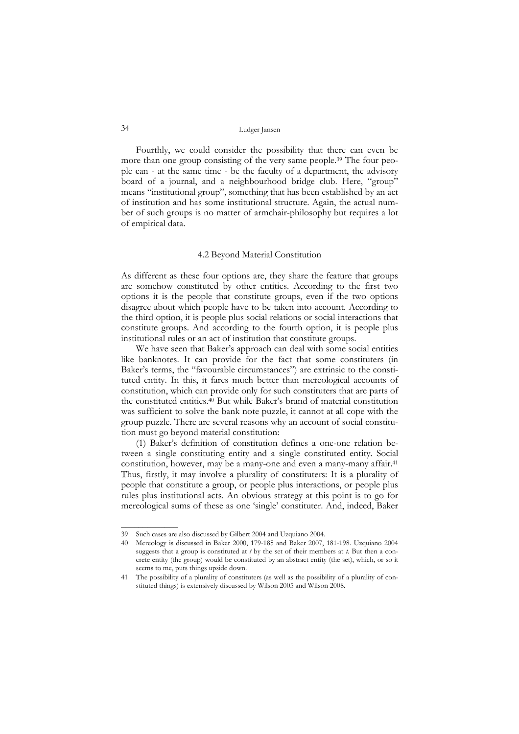Fourthly, we could consider the possibility that there can even be more than one group consisting of the very same people.[39] The four people can - at the same time - be the faculty of a department, the advisory board of a journal, and a neighbourhood bridge club. Here, "group" means "institutional group", something that has been established by an act of institution and has some institutional structure. Again, the actual number of such groups is no matter of armchair-philosophy but requires a lot of empirical data.

### 4.2 Beyond Material Constitution

As different as these four options are, they share the feature that groups are somehow constituted by other entities. According to the first two options it is the people that constitute groups, even if the two options disagree about which people have to be taken into account. According to the third option, it is people plus social relations or social interactions that constitute groups. And according to the fourth option, it is people plus institutional rules or an act of institution that constitute groups.

We have seen that Baker's approach can deal with some social entities like banknotes. It can provide for the fact that some constituters (in Baker's terms, the "favourable circumstances") are extrinsic to the constituted entity. In this, it fares much better than mereological accounts of constitution, which can provide only for such constituters that are parts of the constituted entities.[40] But while Baker's brand of material constitution was sufficient to solve the bank note puzzle, it cannot at all cope with the group puzzle. There are several reasons why an account of social constitution must go beyond material constitution:

(1) Baker's definition of constitution defines a one-one relation between a single constituting entity and a single constituted entity. Social constitution, however, may be a many-one and even a many-many affair.[41] Thus, firstly, it may involve a plurality of constituters: It is a plurality of people that constitute a group, or people plus interactions, or people plus rules plus institutional acts. An obvious strategy at this point is to go for mereological sums of these as one 'single' constituter. And, indeed, Baker

---

39 Such cases are also discussed by Gilbert 2004 and Uzquiano 2004.

40 Mereology is discussed in Baker 2000, 179-185 and Baker 2007, 181-198. Uzquiano 2004 suggests that a group is constituted at *t* by the set of their members at *t*. But then a concrete entity (the group) would be constituted by an abstract entity (the set), which, or so it seems to me, puts things upside down.

41 The possibility of a plurality of constituters (as well as the possibility of a plurality of constituted things) is extensively discussed by Wilson 2005 and Wilson 2008.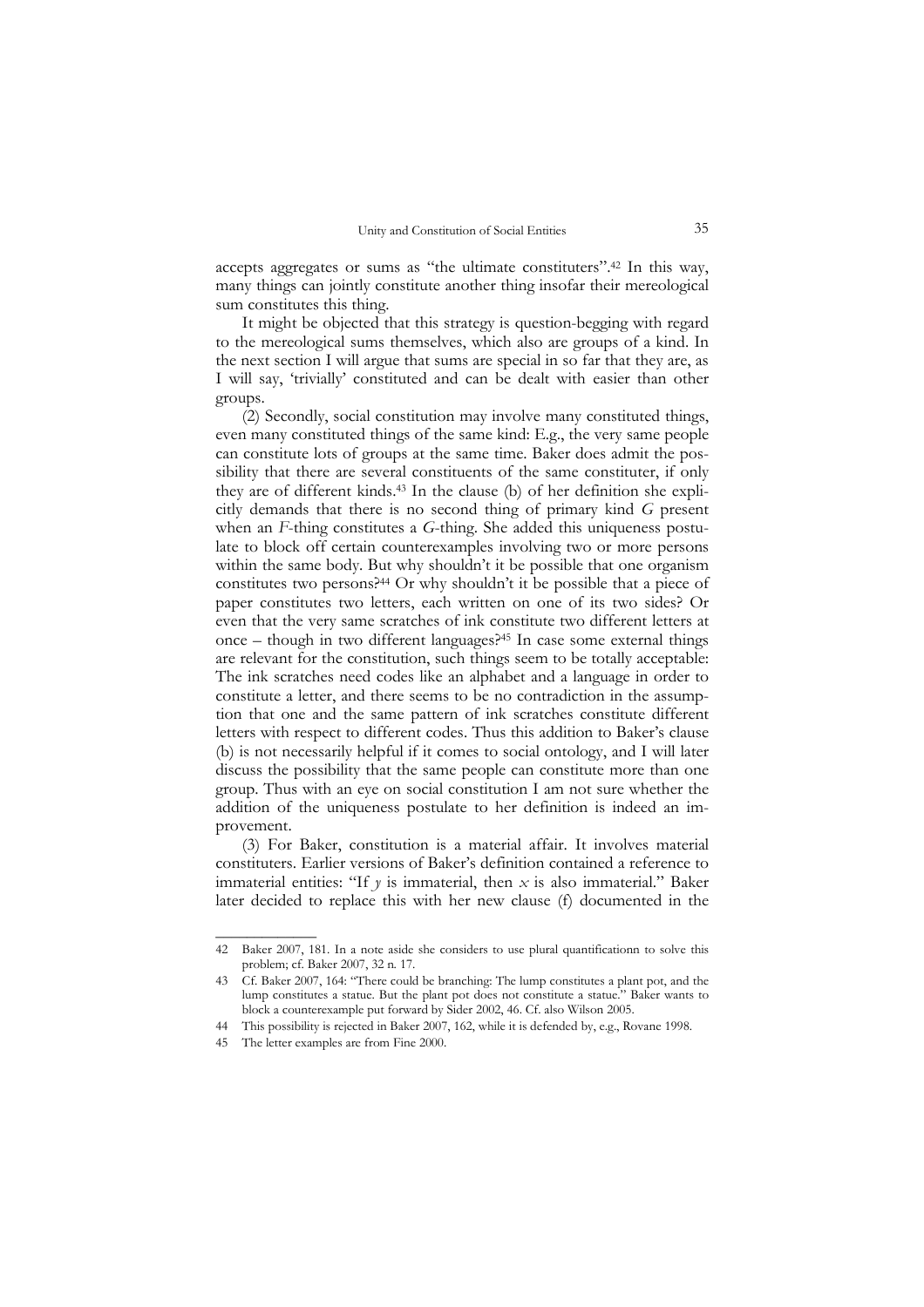accepts aggregates or sums as "the ultimate constituters".[42] In this way, many things can jointly constitute another thing insofar their mereological sum constitutes this thing.

It might be objected that this strategy is question-begging with regard to the mereological sums themselves, which also are groups of a kind. In the next section I will argue that sums are special in so far that they are, as I will say, 'trivially' constituted and can be dealt with easier than other groups.

(2) Secondly, social constitution may involve many constituted things, even many constituted things of the same kind: E.g., the very same people can constitute lots of groups at the same time. Baker does admit the possibility that there are several constituents of the same constituter, if only they are of different kinds.[43] In the clause (b) of her definition she explicitly demands that there is no second thing of primary kind *G* present when an *F*-thing constitutes a *G*-thing. She added this uniqueness postulate to block off certain counterexamples involving two or more persons within the same body. But why shouldn't it be possible that one organism constitutes two persons?[44] Or why shouldn't it be possible that a piece of paper constitutes two letters, each written on one of its two sides? Or even that the very same scratches of ink constitute two different letters at once – though in two different languages?[45] In case some external things are relevant for the constitution, such things seem to be totally acceptable: The ink scratches need codes like an alphabet and a language in order to constitute a letter, and there seems to be no contradiction in the assumption that one and the same pattern of ink scratches constitute different letters with respect to different codes. Thus this addition to Baker's clause (b) is not necessarily helpful if it comes to social ontology, and I will later discuss the possibility that the same people can constitute more than one group. Thus with an eye on social constitution I am not sure whether the addition of the uniqueness postulate to her definition is indeed an improvement.

(3) For Baker, constitution is a material affair. It involves material constituters. Earlier versions of Baker's definition contained a reference to immaterial entities: "If *y* is immaterial, then *x* is also immaterial." Baker later decided to replace this with her new clause (f) documented in the

---

42 Baker 2007, 181. In a note aside she considers to use plural quantificationn to solve this problem; cf. Baker 2007, 32 n. 17.

43 Cf. Baker 2007, 164: "There could be branching: The lump constitutes a plant pot, and the lump constitutes a statue. But the plant pot does not constitute a statue." Baker wants to block a counterexample put forward by Sider 2002, 46. Cf. also Wilson 2005.

44 This possibility is rejected in Baker 2007, 162, while it is defended by, e.g., Rovane 1998.

45 The letter examples are from Fine 2000.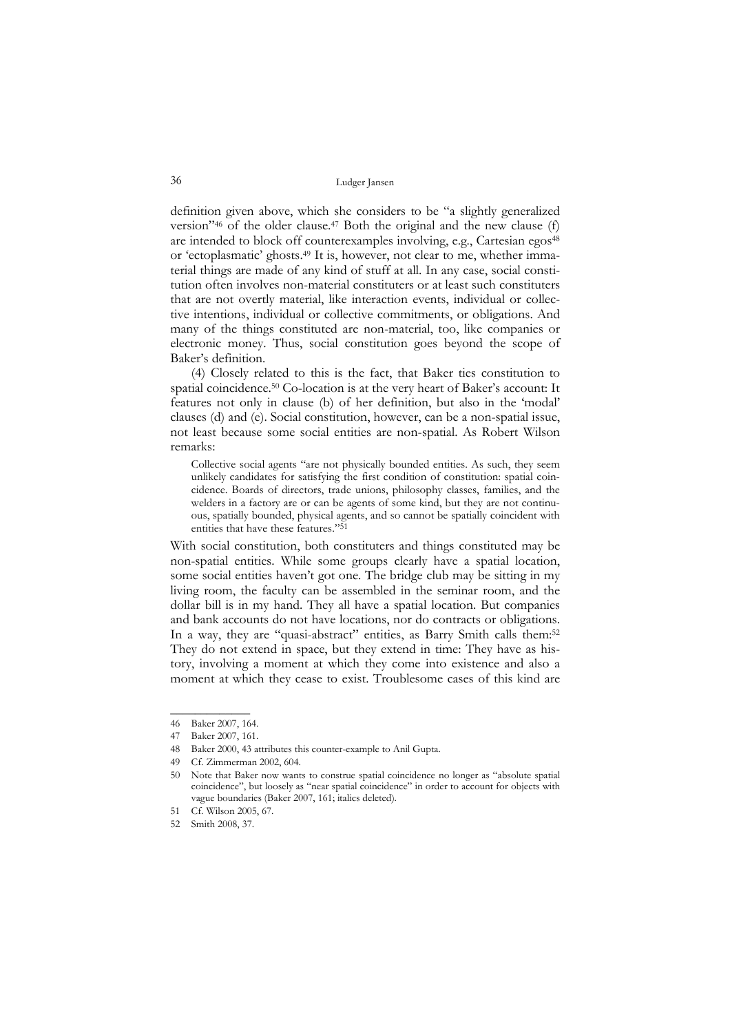definition given above, which she considers to be "a slightly generalized version"[46] of the older clause.[47] Both the original and the new clause (f) are intended to block off counterexamples involving, e.g., Cartesian egos[48] or 'ectoplasmatic' ghosts.[49] It is, however, not clear to me, whether immaterial things are made of any kind of stuff at all. In any case, social constitution often involves non-material constituters or at least such constituters that are not overtly material, like interaction events, individual or collective intentions, individual or collective commitments, or obligations. And many of the things constituted are non-material, too, like companies or electronic money. Thus, social constitution goes beyond the scope of Baker's definition.

(4) Closely related to this is the fact, that Baker ties constitution to spatial coincidence.[50] Co-location is at the very heart of Baker's account: It features not only in clause (b) of her definition, but also in the 'modal' clauses (d) and (e). Social constitution, however, can be a non-spatial issue, not least because some social entities are non-spatial. As Robert Wilson remarks:

> Collective social agents "are not physically bounded entities. As such, they seem unlikely candidates for satisfying the first condition of constitution: spatial coincidence. Boards of directors, trade unions, philosophy classes, families, and the welders in a factory are or can be agents of some kind, but they are not continuous, spatially bounded, physical agents, and so cannot be spatially coincident with entities that have these features."[51]

With social constitution, both constituters and things constituted may be non-spatial entities. While some groups clearly have a spatial location, some social entities haven't got one. The bridge club may be sitting in my living room, the faculty can be assembled in the seminar room, and the dollar bill is in my hand. They all have a spatial location. But companies and bank accounts do not have locations, nor do contracts or obligations. In a way, they are "quasi-abstract" entities, as Barry Smith calls them:[52] They do not extend in space, but they extend in time: They have as history, involving a moment at which they come into existence and also a moment at which they cease to exist. Troublesome cases of this kind are

---

46 Baker 2007, 164.

47 Baker 2007, 161.

48 Baker 2000, 43 attributes this counter-example to Anil Gupta.

49 Cf. Zimmerman 2002, 604.

50 Note that Baker now wants to construe spatial coincidence no longer as "absolute spatial coincidence", but loosely as "near spatial coincidence" in order to account for objects with vague boundaries (Baker 2007, 161; italics deleted).

51 Cf. Wilson 2005, 67.

52 Smith 2008, 37.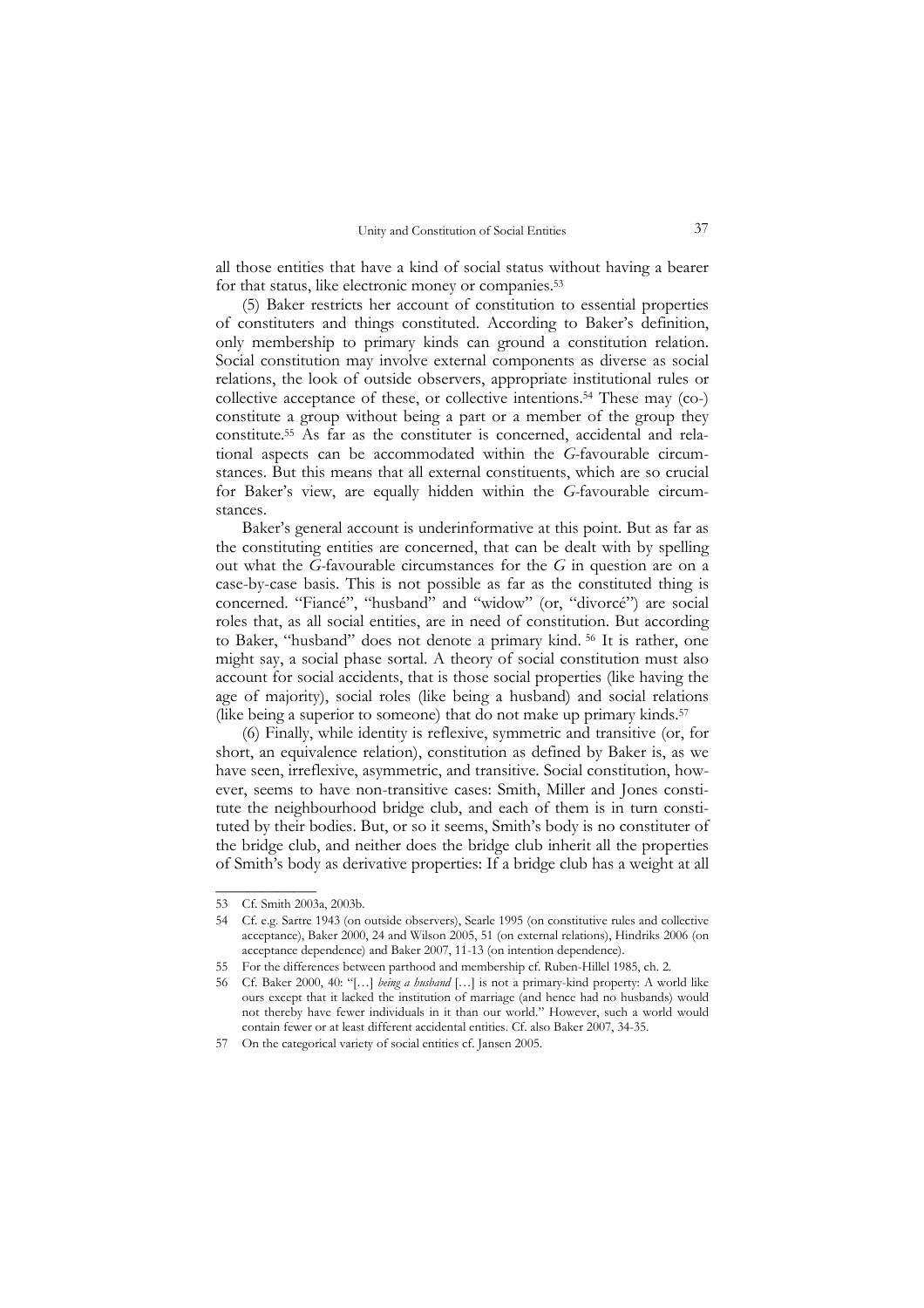all those entities that have a kind of social status without having a bearer for that status, like electronic money or companies.[53]

(5) Baker restricts her account of constitution to essential properties of constituters and things constituted. According to Baker's definition, only membership to primary kinds can ground a constitution relation. Social constitution may involve external components as diverse as social relations, the look of outside observers, appropriate institutional rules or collective acceptance of these, or collective intentions.[54] These may (co-) constitute a group without being a part or a member of the group they constitute.[55] As far as the constituter is concerned, accidental and relational aspects can be accommodated within the *G*-favourable circumstances. But this means that all external constituents, which are so crucial for Baker's view, are equally hidden within the *G*-favourable circumstances.

Baker's general account is underinformative at this point. But as far as the constituting entities are concerned, that can be dealt with by spelling out what the *G*-favourable circumstances for the *G* in question are on a case-by-case basis. This is not possible as far as the constituted thing is concerned. "Fiancé", "husband" and "widow" (or, "divorcé") are social roles that, as all social entities, are in need of constitution. But according to Baker, "husband" does not denote a primary kind.[56] It is rather, one might say, a social phase sortal. A theory of social constitution must also account for social accidents, that is those social properties (like having the age of majority), social roles (like being a husband) and social relations (like being a superior to someone) that do not make up primary kinds.[57]

(6) Finally, while identity is reflexive, symmetric and transitive (or, for short, an equivalence relation), constitution as defined by Baker is, as we have seen, irreflexive, asymmetric, and transitive. Social constitution, however, seems to have non-transitive cases: Smith, Miller and Jones constitute the neighbourhood bridge club, and each of them is in turn constituted by their bodies. But, or so it seems, Smith's body is no constituter of the bridge club, and neither does the bridge club inherit all the properties of Smith's body as derivative properties: If a bridge club has a weight at all

---

53 Cf. Smith 2003a, 2003b.

54 Cf. e.g. Sartre 1943 (on outside observers), Searle 1995 (on constitutive rules and collective acceptance), Baker 2000, 24 and Wilson 2005, 51 (on external relations), Hindriks 2006 (on acceptance dependence) and Baker 2007, 11-13 (on intention dependence).

55 For the differences between parthood and membership cf. Ruben-Hillel 1985, ch. 2.

56 Cf. Baker 2000, 40: "[…] *being a husband* […] is not a primary-kind property: A world like ours except that it lacked the institution of marriage (and hence had no husbands) would not thereby have fewer individuals in it than our world." However, such a world would contain fewer or at least different accidental entities. Cf. also Baker 2007, 34-35.

57 On the categorical variety of social entities cf. Jansen 2005.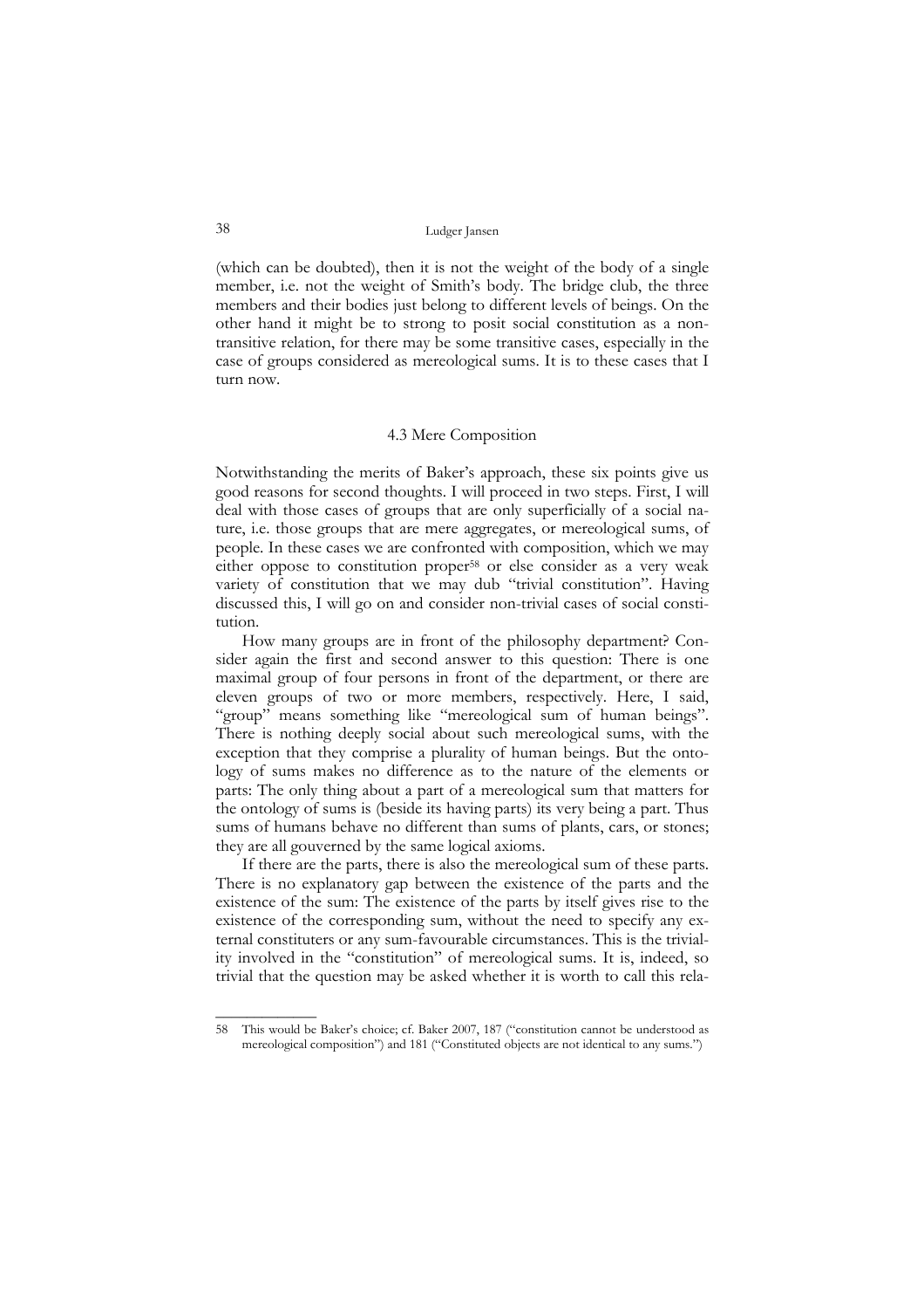(which can be doubted), then it is not the weight of the body of a single member, i.e. not the weight of Smith's body. The bridge club, the three members and their bodies just belong to different levels of beings. On the other hand it might be to strong to posit social constitution as a non-transitive relation, for there may be some transitive cases, especially in the case of groups considered as mereological sums. It is to these cases that I turn now.

### 4.3 Mere Composition

Notwithstanding the merits of Baker's approach, these six points give us good reasons for second thoughts. I will proceed in two steps. First, I will deal with those cases of groups that are only superficially of a social nature, i.e. those groups that are mere aggregates, or mereological sums, of people. In these cases we are confronted with composition, which we may either oppose to constitution proper[58] or else consider as a very weak variety of constitution that we may dub "trivial constitution". Having discussed this, I will go on and consider non-trivial cases of social constitution.

How many groups are in front of the philosophy department? Consider again the first and second answer to this question: There is one maximal group of four persons in front of the department, or there are eleven groups of two or more members, respectively. Here, I said, "group" means something like "mereological sum of human beings". There is nothing deeply social about such mereological sums, with the exception that they comprise a plurality of human beings. But the ontology of sums makes no difference as to the nature of the elements or parts: The only thing about a part of a mereological sum that matters for the ontology of sums is (beside its having parts) its very being a part. Thus sums of humans behave no different than sums of plants, cars, or stones; they are all gouverned by the same logical axioms.

If there are the parts, there is also the mereological sum of these parts. There is no explanatory gap between the existence of the parts and the existence of the sum: The existence of the parts by itself gives rise to the existence of the corresponding sum, without the need to specify any external constituters or any sum-favourable circumstances. This is the triviality involved in the "constitution" of mereological sums. It is, indeed, so trivial that the question may be asked whether it is worth to call this rela-

---

58 This would be Baker's choice; cf. Baker 2007, 187 ("constitution cannot be understood as mereological composition") and 181 ("Constituted objects are not identical to any sums.")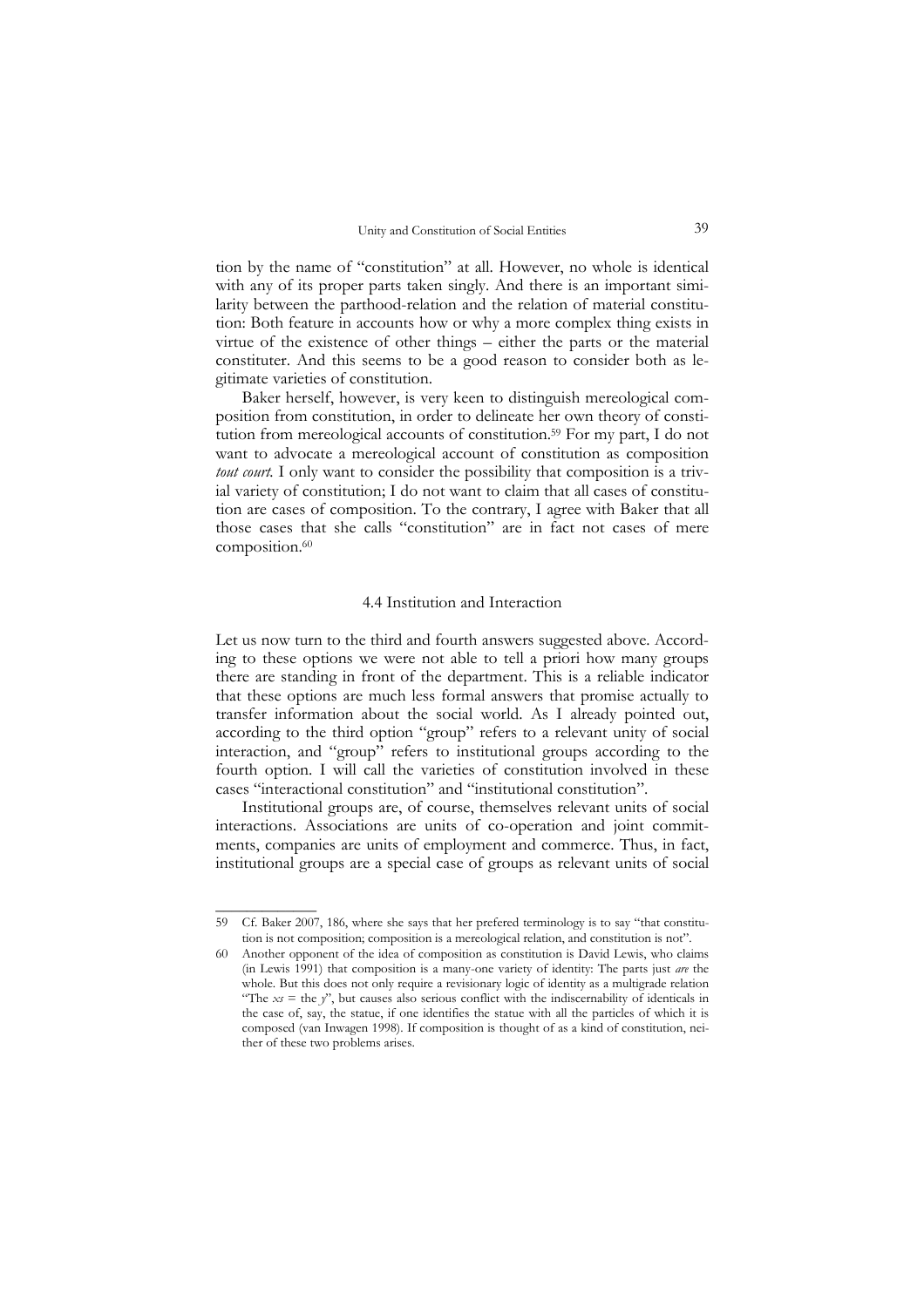tion by the name of "constitution" at all. However, no whole is identical with any of its proper parts taken singly. And there is an important similarity between the parthood-relation and the relation of material constitution: Both feature in accounts how or why a more complex thing exists in virtue of the existence of other things – either the parts or the material constituter. And this seems to be a good reason to consider both as legitimate varieties of constitution.

Baker herself, however, is very keen to distinguish mereological composition from constitution, in order to delineate her own theory of constitution from mereological accounts of constitution.[59] For my part, I do not want to advocate a mereological account of constitution as composition *tout court*. I only want to consider the possibility that composition is a trivial variety of constitution; I do not want to claim that all cases of constitution are cases of composition. To the contrary, I agree with Baker that all those cases that she calls "constitution" are in fact not cases of mere composition.[60]

### 4.4 Institution and Interaction

Let us now turn to the third and fourth answers suggested above. According to these options we were not able to tell a priori how many groups there are standing in front of the department. This is a reliable indicator that these options are much less formal answers that promise actually to transfer information about the social world. As I already pointed out, according to the third option "group" refers to a relevant unity of social interaction, and "group" refers to institutional groups according to the fourth option. I will call the varieties of constitution involved in these cases "interactional constitution" and "institutional constitution".

Institutional groups are, of course, themselves relevant units of social interactions. Associations are units of co-operation and joint commitments, companies are units of employment and commerce. Thus, in fact, institutional groups are a special case of groups as relevant units of social

---

59 Cf. Baker 2007, 186, where she says that her prefered terminology is to say "that constitution is not composition; composition is a mereological relation, and constitution is not".

60 Another opponent of the idea of composition as constitution is David Lewis, who claims (in Lewis 1991) that composition is a many-one variety of identity: The parts just *are* the whole. But this does not only require a revisionary logic of identity as a multigrade relation "The $xs$ = the $y$", but causes also serious conflict with the indiscernability of identicals in the case of, say, the statue, if one identifies the statue with all the particles of which it is composed (van Inwagen 1998). If composition is thought of as a kind of constitution, neither of these two problems arises.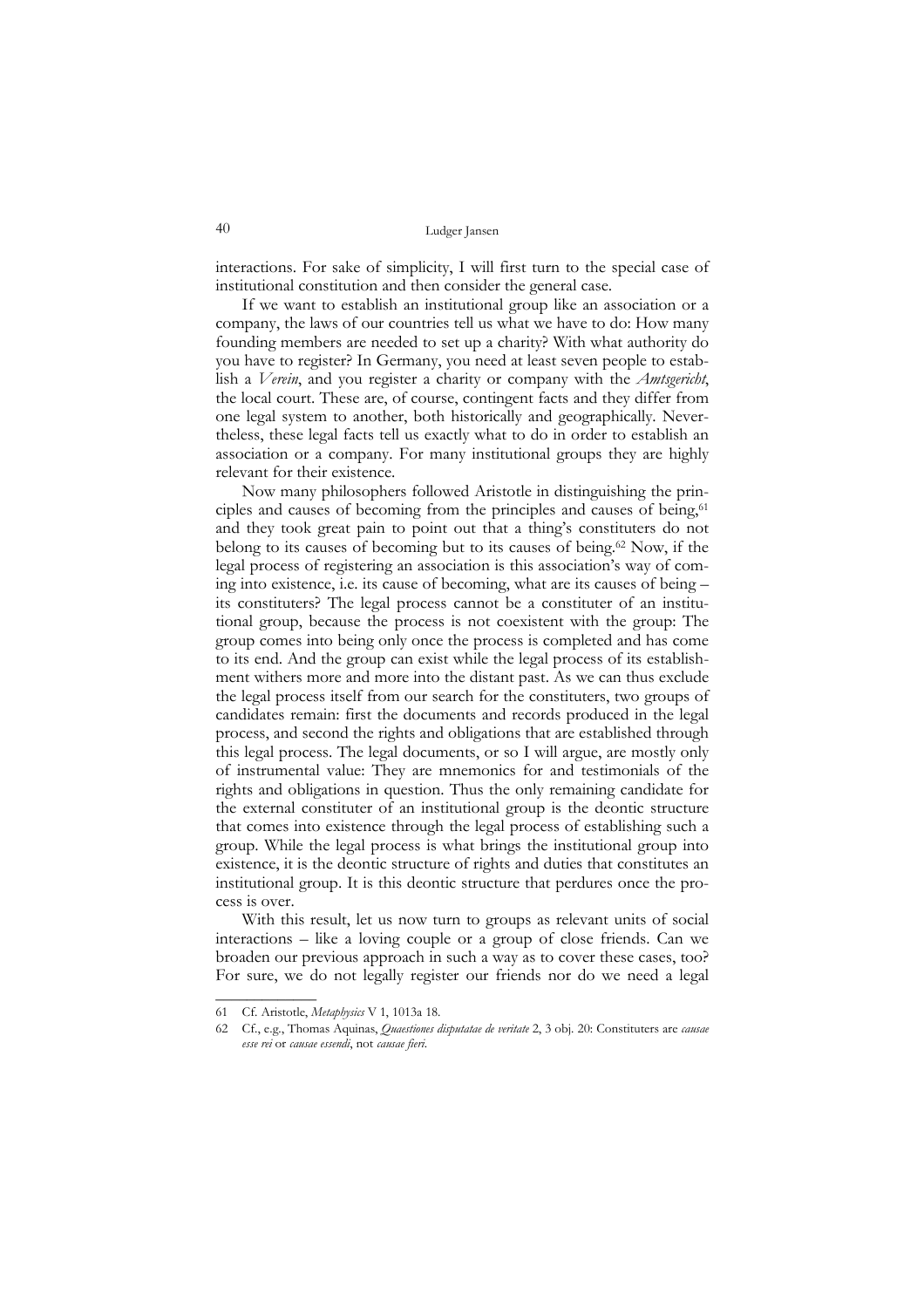interactions. For sake of simplicity, I will first turn to the special case of institutional constitution and then consider the general case.

If we want to establish an institutional group like an association or a company, the laws of our countries tell us what we have to do: How many founding members are needed to set up a charity? With what authority do you have to register? In Germany, you need at least seven people to establish a *Verein*, and you register a charity or company with the *Amtsgericht*, the local court. These are, of course, contingent facts and they differ from one legal system to another, both historically and geographically. Nevertheless, these legal facts tell us exactly what to do in order to establish an association or a company. For many institutional groups they are highly relevant for their existence.

Now many philosophers followed Aristotle in distinguishing the principles and causes of becoming from the principles and causes of being,[61] and they took great pain to point out that a thing's constituters do not belong to its causes of becoming but to its causes of being.[62] Now, if the legal process of registering an association is this association's way of coming into existence, i.e. its cause of becoming, what are its causes of being – its constituters? The legal process cannot be a constituter of an institutional group, because the process is not coexistent with the group: The group comes into being only once the process is completed and has come to its end. And the group can exist while the legal process of its establishment withers more and more into the distant past. As we can thus exclude the legal process itself from our search for the constituters, two groups of candidates remain: first the documents and records produced in the legal process, and second the rights and obligations that are established through this legal process. The legal documents, or so I will argue, are mostly only of instrumental value: They are mnemonics for and testimonials of the rights and obligations in question. Thus the only remaining candidate for the external constituter of an institutional group is the deontic structure that comes into existence through the legal process of establishing such a group. While the legal process is what brings the institutional group into existence, it is the deontic structure of rights and duties that constitutes an institutional group. It is this deontic structure that perdures once the process is over.

With this result, let us now turn to groups as relevant units of social interactions – like a loving couple or a group of close friends. Can we broaden our previous approach in such a way as to cover these cases, too? For sure, we do not legally register our friends nor do we need a legal

---

61 Cf. Aristotle, *Metaphysics* V 1, 1013a 18.

62 Cf., e.g., Thomas Aquinas, *Quaestiones disputatae de veritate* 2, 3 obj. 20: Constituters are *causae esse rei* or *causae essendi*, not *causae fieri*.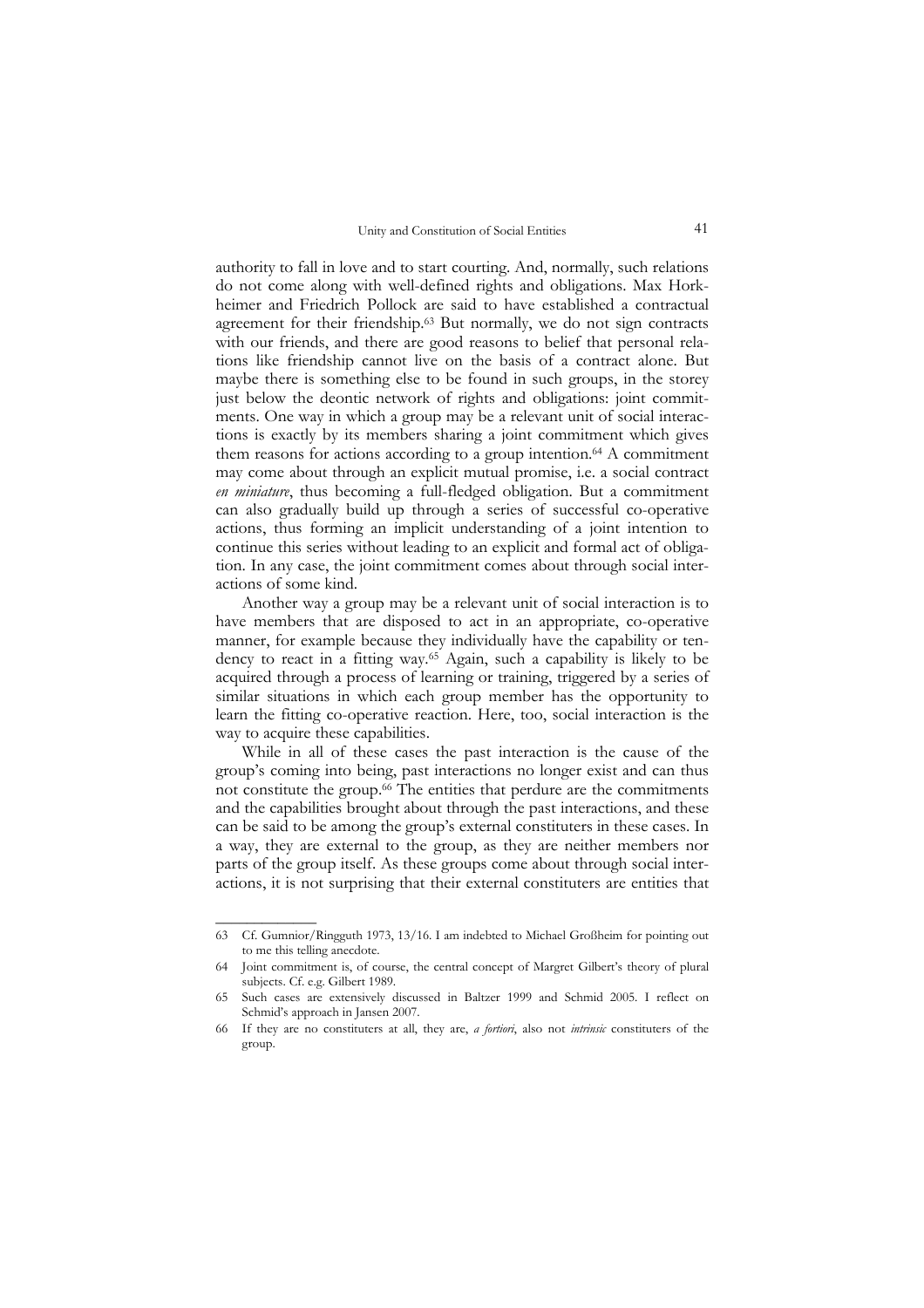authority to fall in love and to start courting. And, normally, such relations do not come along with well-defined rights and obligations. Max Horkheimer and Friedrich Pollock are said to have established a contractual agreement for their friendship.[63] But normally, we do not sign contracts with our friends, and there are good reasons to belief that personal relations like friendship cannot live on the basis of a contract alone. But maybe there is something else to be found in such groups, in the storey just below the deontic network of rights and obligations: joint commitments. One way in which a group may be a relevant unit of social interactions is exactly by its members sharing a joint commitment which gives them reasons for actions according to a group intention.[64] A commitment may come about through an explicit mutual promise, i.e. a social contract *en miniature*, thus becoming a full-fledged obligation. But a commitment can also gradually build up through a series of successful co-operative actions, thus forming an implicit understanding of a joint intention to continue this series without leading to an explicit and formal act of obligation. In any case, the joint commitment comes about through social interactions of some kind.

Another way a group may be a relevant unit of social interaction is to have members that are disposed to act in an appropriate, co-operative manner, for example because they individually have the capability or tendency to react in a fitting way.[65] Again, such a capability is likely to be acquired through a process of learning or training, triggered by a series of similar situations in which each group member has the opportunity to learn the fitting co-operative reaction. Here, too, social interaction is the way to acquire these capabilities.

While in all of these cases the past interaction is the cause of the group's coming into being, past interactions no longer exist and can thus not constitute the group.[66] The entities that perdure are the commitments and the capabilities brought about through the past interactions, and these can be said to be among the group's external constituters in these cases. In a way, they are external to the group, as they are neither members nor parts of the group itself. As these groups come about through social interactions, it is not surprising that their external constituters are entities that

---

63 Cf. Gumnior/Ringguth 1973, 13/16. I am indebted to Michael Großheim for pointing out to me this telling anecdote.

64 Joint commitment is, of course, the central concept of Margret Gilbert's theory of plural subjects. Cf. e.g. Gilbert 1989.

65 Such cases are extensively discussed in Baltzer 1999 and Schmid 2005. I reflect on Schmid's approach in Jansen 2007.

66 If they are no constituters at all, they are, *a fortiori*, also not *intrinsic* constituters of the group.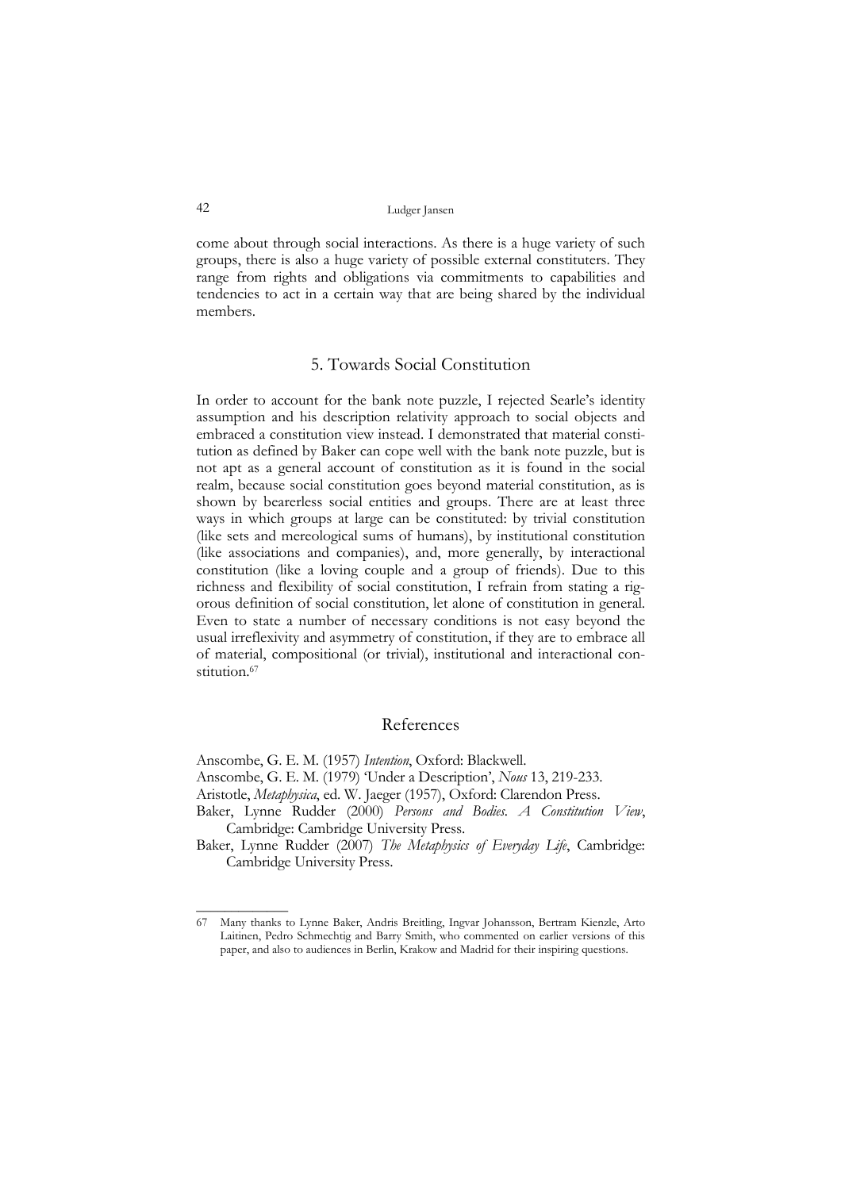come about through social interactions. As there is a huge variety of such groups, there is also a huge variety of possible external constituters. They range from rights and obligations via commitments to capabilities and tendencies to act in a certain way that are being shared by the individual members.

## 5. Towards Social Constitution

In order to account for the bank note puzzle, I rejected Searle's identity assumption and his description relativity approach to social objects and embraced a constitution view instead. I demonstrated that material constitution as defined by Baker can cope well with the bank note puzzle, but is not apt as a general account of constitution as it is found in the social realm, because social constitution goes beyond material constitution, as is shown by bearerless social entities and groups. There are at least three ways in which groups at large can be constituted: by trivial constitution (like sets and mereological sums of humans), by institutional constitution (like associations and companies), and, more generally, by interactional constitution (like a loving couple and a group of friends). Due to this richness and flexibility of social constitution, I refrain from stating a rigorous definition of social constitution, let alone of constitution in general. Even to state a number of necessary conditions is not easy beyond the usual irreflexivity and asymmetry of constitution, if they are to embrace all of material, compositional (or trivial), institutional and interactional constitution.[67]

## References

Anscombe, G. E. M. (1957) *Intention*, Oxford: Blackwell.

Anscombe, G. E. M. (1979) 'Under a Description', *Nous* 13, 219-233.

Aristotle, *Metaphysica*, ed. W. Jaeger (1957), Oxford: Clarendon Press.

Baker, Lynne Rudder (2000) *Persons and Bodies. A Constitution View*, Cambridge: Cambridge University Press.

Baker, Lynne Rudder (2007) *The Metaphysics of Everyday Life*, Cambridge: Cambridge University Press.

---

67 Many thanks to Lynne Baker, Andris Breitling, Ingvar Johansson, Bertram Kienzle, Arto Laitinen, Pedro Schmechtig and Barry Smith, who commented on earlier versions of this paper, and also to audiences in Berlin, Krakow and Madrid for their inspiring questions.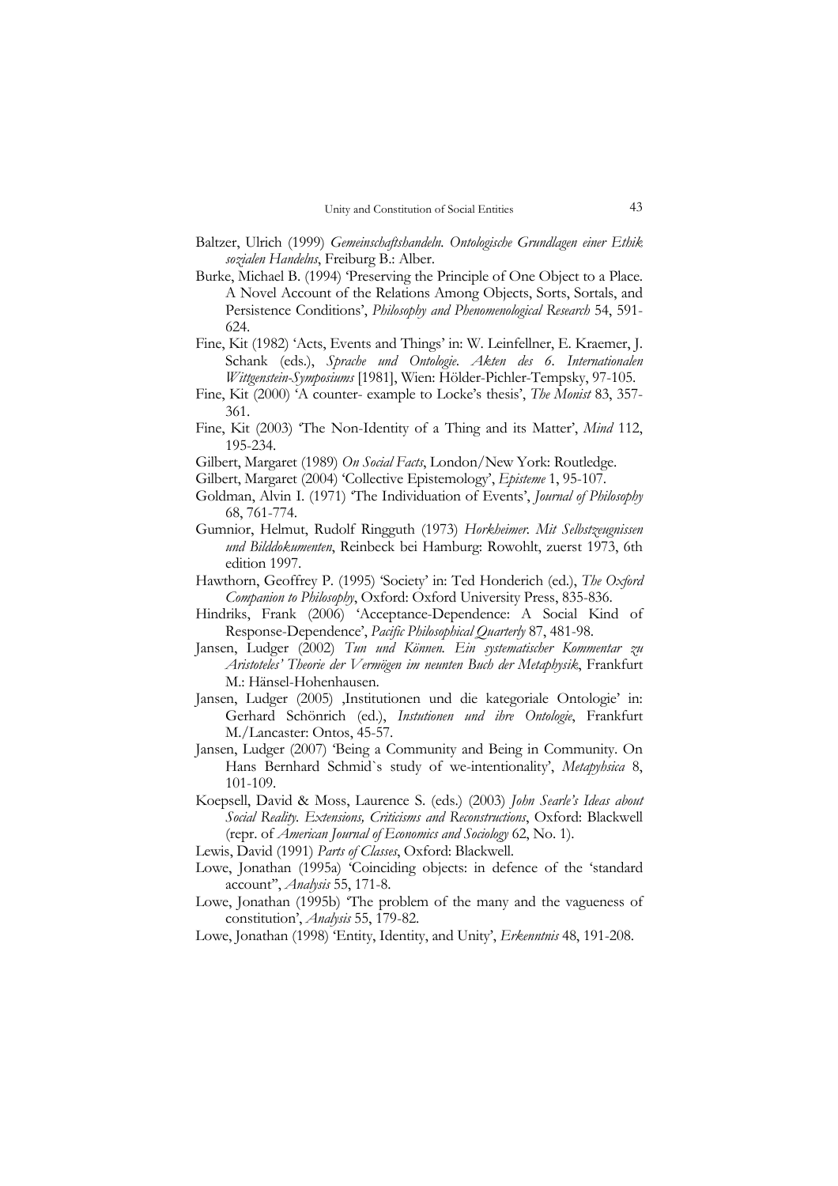Baltzer, Ulrich (1999) *Gemeinschaftshandeln. Ontologische Grundlagen einer Ethik sozialen Handelns*, Freiburg B.: Alber.

Burke, Michael B. (1994) 'Preserving the Principle of One Object to a Place. A Novel Account of the Relations Among Objects, Sorts, Sortals, and Persistence Conditions', *Philosophy and Phenomenological Research* 54, 591-624.

Fine, Kit (1982) 'Acts, Events and Things' in: W. Leinfellner, E. Kraemer, J. Schank (eds.), *Sprache und Ontologie. Akten des 6. Internationalen Wittgenstein-Symposiums* [1981], Wien: Hölder-Pichler-Tempsky, 97-105.

Fine, Kit (2000) 'A counter- example to Locke's thesis', *The Monist* 83, 357-361.

Fine, Kit (2003) 'The Non-Identity of a Thing and its Matter', *Mind* 112, 195-234.

Gilbert, Margaret (1989) *On Social Facts*, London/New York: Routledge.

Gilbert, Margaret (2004) 'Collective Epistemology', *Episteme* 1, 95-107.

Goldman, Alvin I. (1971) 'The Individuation of Events', *Journal of Philosophy* 68, 761-774.

Gumnior, Helmut, Rudolf Ringguth (1973) *Horkheimer. Mit Selbstzeugnissen und Bilddokumenten*, Reinbeck bei Hamburg: Rowohlt, zuerst 1973, 6th edition 1997.

Hawthorn, Geoffrey P. (1995) 'Society' in: Ted Honderich (ed.), *The Oxford Companion to Philosophy*, Oxford: Oxford University Press, 835-836.

Hindriks, Frank (2006) 'Acceptance-Dependence: A Social Kind of Response-Dependence', *Pacific Philosophical Quarterly* 87, 481-98.

Jansen, Ludger (2002) *Tun und Können. Ein systematischer Kommentar zu Aristoteles' Theorie der Vermögen im neunten Buch der Metaphysik*, Frankfurt M.: Hänsel-Hohenhausen.

Jansen, Ludger (2005) ‚Institutionen und die kategoriale Ontologie' in: Gerhard Schönrich (ed.), *Instutionen und ihre Ontologie*, Frankfurt M./Lancaster: Ontos, 45-57.

Jansen, Ludger (2007) 'Being a Community and Being in Community. On Hans Bernhard Schmid`s study of we-intentionality', *Metapyhsica* 8, 101-109.

Koepsell, David & Moss, Laurence S. (eds.) (2003) *John Searle's Ideas about Social Reality. Extensions, Criticisms and Reconstructions*, Oxford: Blackwell (repr. of *American Journal of Economics and Sociology* 62, No. 1).

Lewis, David (1991) *Parts of Classes*, Oxford: Blackwell.

Lowe, Jonathan (1995a) 'Coinciding objects: in defence of the 'standard account'', *Analysis* 55, 171-8.

Lowe, Jonathan (1995b) 'The problem of the many and the vagueness of constitution', *Analysis* 55, 179-82.

Lowe, Jonathan (1998) 'Entity, Identity, and Unity', *Erkenntnis* 48, 191-208.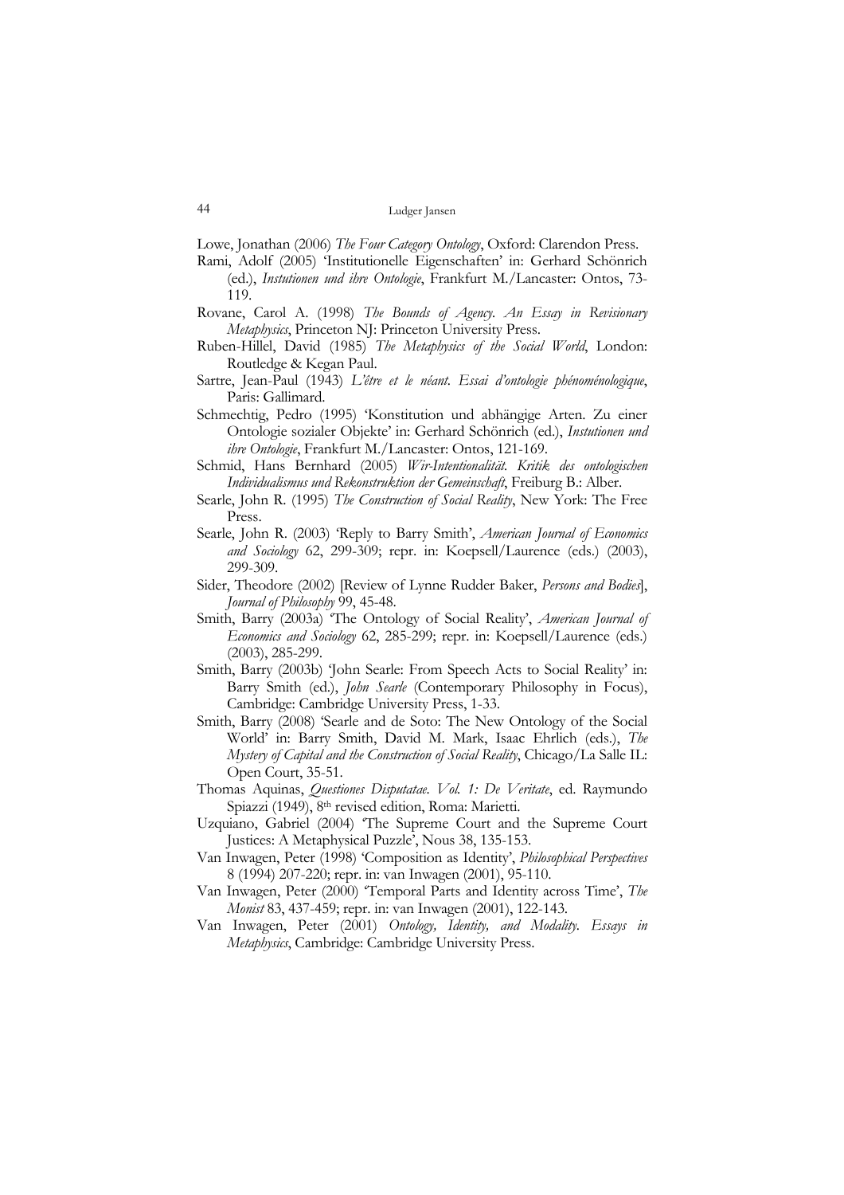Lowe, Jonathan (2006) *The Four Category Ontology*, Oxford: Clarendon Press.

Rami, Adolf (2005) 'Institutionelle Eigenschaften' in: Gerhard Schönrich (ed.), *Instutionen und ihre Ontologie*, Frankfurt M./Lancaster: Ontos, 73-119.

Rovane, Carol A. (1998) *The Bounds of Agency. An Essay in Revisionary Metaphysics*, Princeton NJ: Princeton University Press.

Ruben-Hillel, David (1985) *The Metaphysics of the Social World*, London: Routledge & Kegan Paul.

Sartre, Jean-Paul (1943) *L'être et le néant. Essai d'ontologie phénoménologique*, Paris: Gallimard.

Schmechtig, Pedro (1995) 'Konstitution und abhängige Arten. Zu einer Ontologie sozialer Objekte' in: Gerhard Schönrich (ed.), *Instutionen und ihre Ontologie*, Frankfurt M./Lancaster: Ontos, 121-169.

Schmid, Hans Bernhard (2005) *Wir-Intentionalität. Kritik des ontologischen Individualismus und Rekonstruktion der Gemeinschaft*, Freiburg B.: Alber.

Searle, John R. (1995) *The Construction of Social Reality*, New York: The Free Press.

Searle, John R. (2003) 'Reply to Barry Smith', *American Journal of Economics and Sociology* 62, 299-309; repr. in: Koepsell/Laurence (eds.) (2003), 299-309.

Sider, Theodore (2002) [Review of Lynne Rudder Baker, *Persons and Bodies*], *Journal of Philosophy* 99, 45-48.

Smith, Barry (2003a) 'The Ontology of Social Reality', *American Journal of Economics and Sociology* 62, 285-299; repr. in: Koepsell/Laurence (eds.) (2003), 285-299.

Smith, Barry (2003b) 'John Searle: From Speech Acts to Social Reality' in: Barry Smith (ed.), *John Searle* (Contemporary Philosophy in Focus), Cambridge: Cambridge University Press, 1-33.

Smith, Barry (2008) 'Searle and de Soto: The New Ontology of the Social World' in: Barry Smith, David M. Mark, Isaac Ehrlich (eds.), *The Mystery of Capital and the Construction of Social Reality*, Chicago/La Salle IL: Open Court, 35-51.

Thomas Aquinas, *Questiones Disputatae. Vol. 1: De Veritate*, ed. Raymundo Spiazzi (1949), 8th revised edition, Roma: Marietti.

Uzquiano, Gabriel (2004) 'The Supreme Court and the Supreme Court Justices: A Metaphysical Puzzle', Nous 38, 135-153.

Van Inwagen, Peter (1998) 'Composition as Identity', *Philosophical Perspectives* 8 (1994) 207-220; repr. in: van Inwagen (2001), 95-110.

Van Inwagen, Peter (2000) 'Temporal Parts and Identity across Time', *The Monist* 83, 437-459; repr. in: van Inwagen (2001), 122-143.

Van Inwagen, Peter (2001) *Ontology, Identity, and Modality. Essays in Metaphysics*, Cambridge: Cambridge University Press.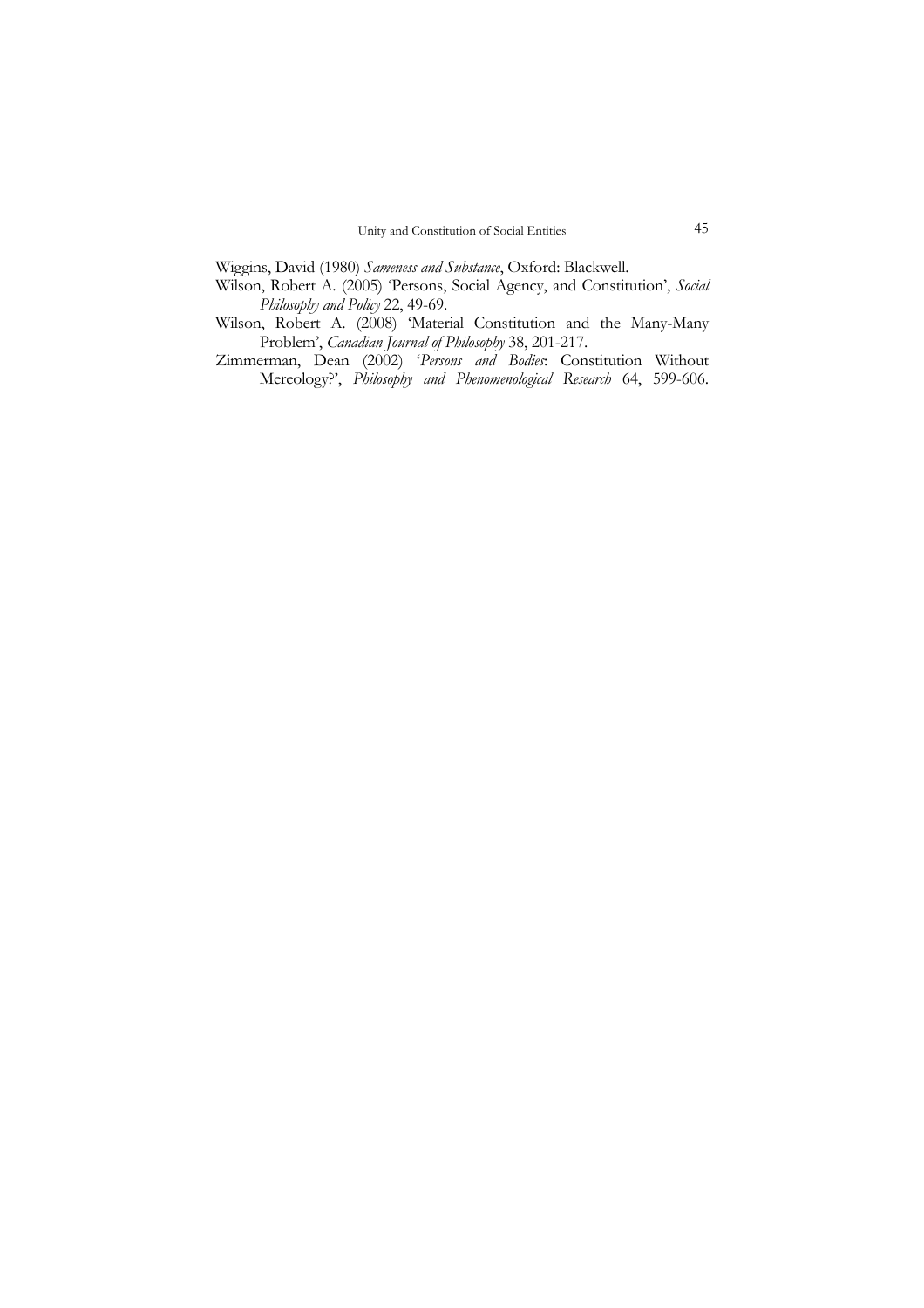Wiggins, David (1980) *Sameness and Substance*, Oxford: Blackwell.

Wilson, Robert A. (2005) 'Persons, Social Agency, and Constitution', *Social Philosophy and Policy* 22, 49-69.

Wilson, Robert A. (2008) 'Material Constitution and the Many-Many Problem', *Canadian Journal of Philosophy* 38, 201-217.

Zimmerman, Dean (2002) '*Persons and Bodies*: Constitution Without Mereology?', *Philosophy and Phenomenological Research* 64, 599-606.